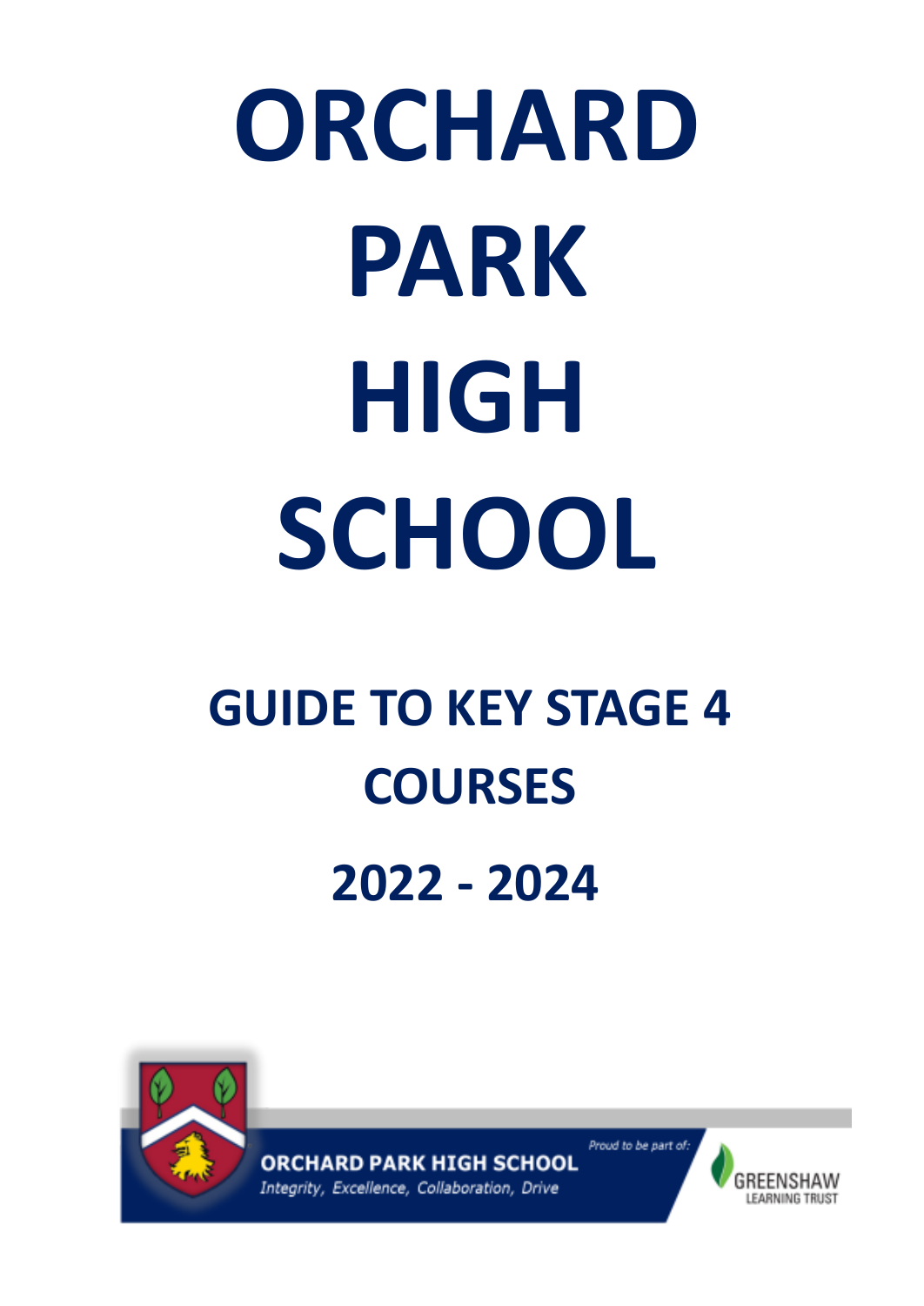# ORCHARD PARK HIGH SCHOOL

## GUIDE TO KEY STAGE 4 COURSES

## 2022 - 2024

ORCHARD PARK HIGH SCHOOL

*Integrity, Excellence, Collaboration, Drive*

*Proud to be part of:*

GREENSHAW LEARNING TRUST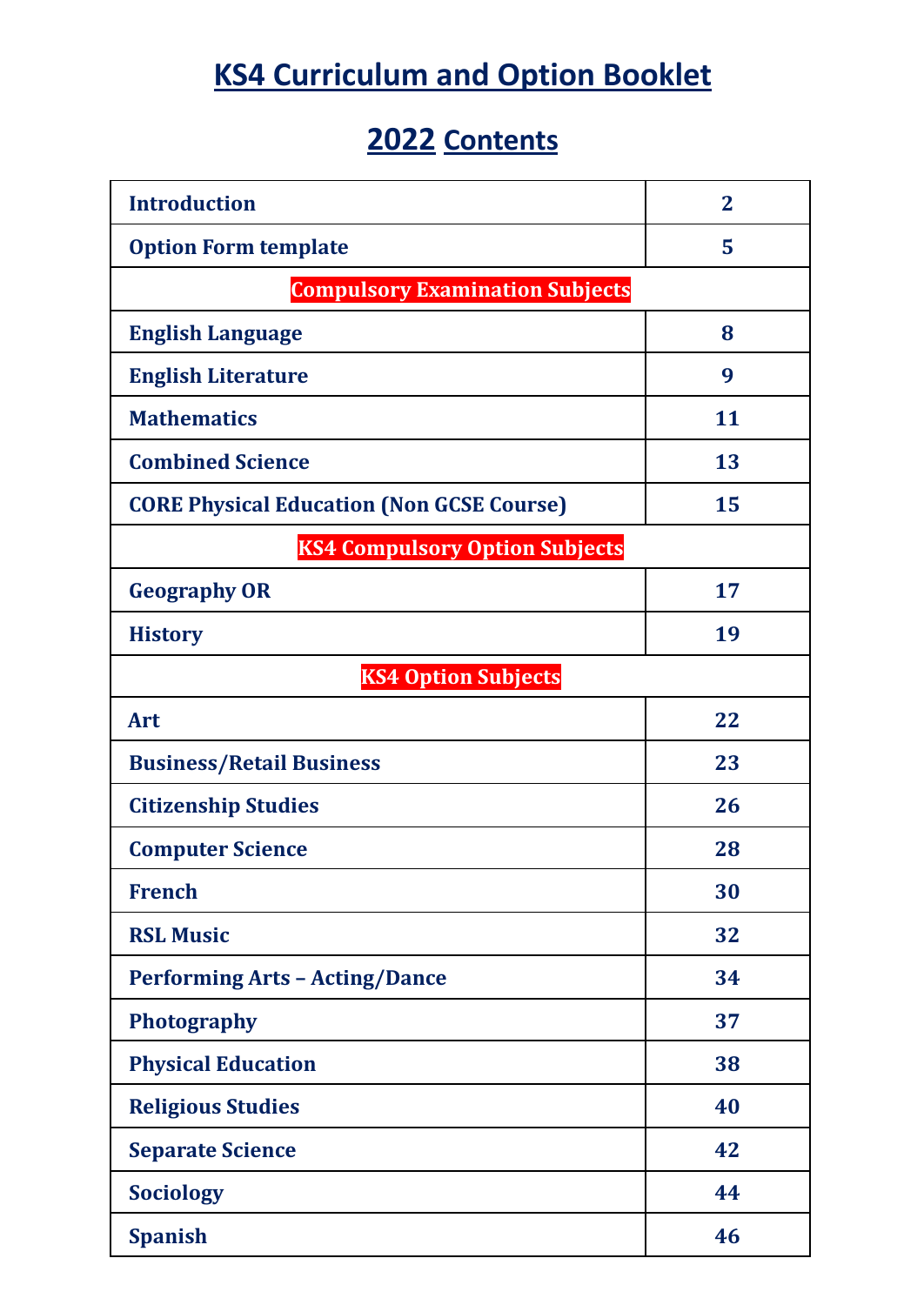# KS4 Curriculum and Option Booklet

## 2022 Contents

| | |
|---|---|
| **Introduction** | **2** |
| **Option Form template** | **5** |
| **Compulsory Examination Subjects** | |
| **English Language** | **8** |
| **English Literature** | **9** |
| **Mathematics** | **11** |
| **Combined Science** | **13** |
| **CORE Physical Education (Non GCSE Course)** | **15** |
| **KS4 Compulsory Option Subjects** | |
| **Geography OR** | **17** |
| **History** | **19** |
| **KS4 Option Subjects** | |
| **Art** | **22** |
| **Business/Retail Business** | **23** |
| **Citizenship Studies** | **26** |
| **Computer Science** | **28** |
| **French** | **30** |
| **RSL Music** | **32** |
| **Performing Arts – Acting/Dance** | **34** |
| **Photography** | **37** |
| **Physical Education** | **38** |
| **Religious Studies** | **40** |
| **Separate Science** | **42** |
| **Sociology** | **44** |
| **Spanish** | **46** |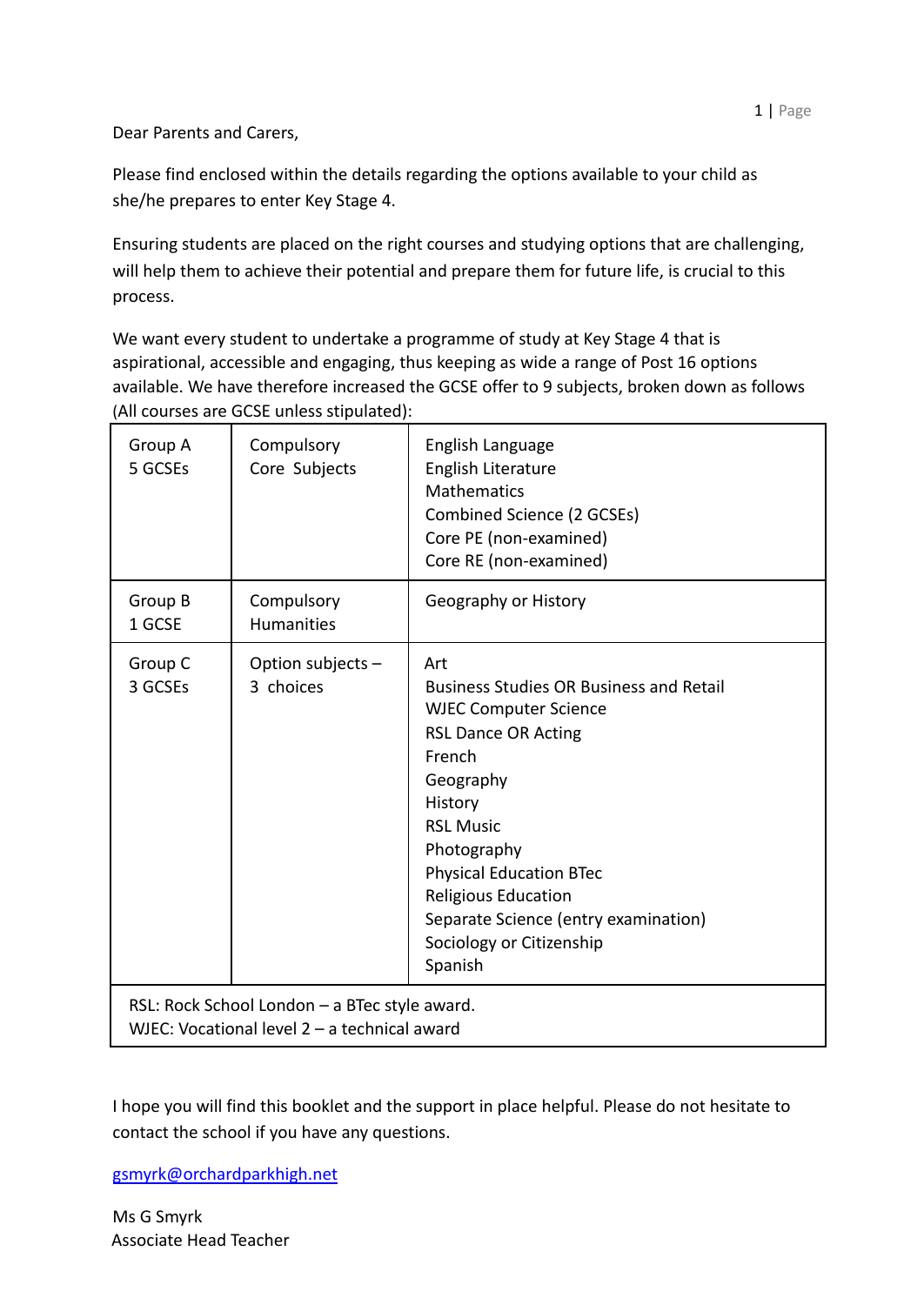Dear Parents and Carers,

Please find enclosed within the details regarding the options available to your child as she/he prepares to enter Key Stage 4.

Ensuring students are placed on the right courses and studying options that are challenging, will help them to achieve their potential and prepare them for future life, is crucial to this process.

We want every student to undertake a programme of study at Key Stage 4 that is aspirational, accessible and engaging, thus keeping as wide a range of Post 16 options available. We have therefore increased the GCSE offer to 9 subjects, broken down as follows (All courses are GCSE unless stipulated):

| | | |
|---|---|---|
| Group A<br>5 GCSEs | Compulsory<br>Core Subjects | English Language<br>English Literature<br>Mathematics<br>Combined Science (2 GCSEs)<br>Core PE (non-examined)<br>Core RE (non-examined) |
| Group B<br>1 GCSE | Compulsory<br>Humanities | Geography or History |
| Group C<br>3 GCSEs | Option subjects –<br>3 choices | Art<br>Business Studies OR Business and Retail<br>WJEC Computer Science<br>RSL Dance OR Acting<br>French<br>Geography<br>History<br>RSL Music<br>Photography<br>Physical Education BTec<br>Religious Education<br>Separate Science (entry examination)<br>Sociology or Citizenship<br>Spanish |
| RSL: Rock School London – a BTec style award.<br>WJEC: Vocational level 2 – a technical award | | |

I hope you will find this booklet and the support in place helpful. Please do not hesitate to contact the school if you have any questions.

gsmyrk@orchardparkhigh.net

Ms G Smyrk
Associate Head Teacher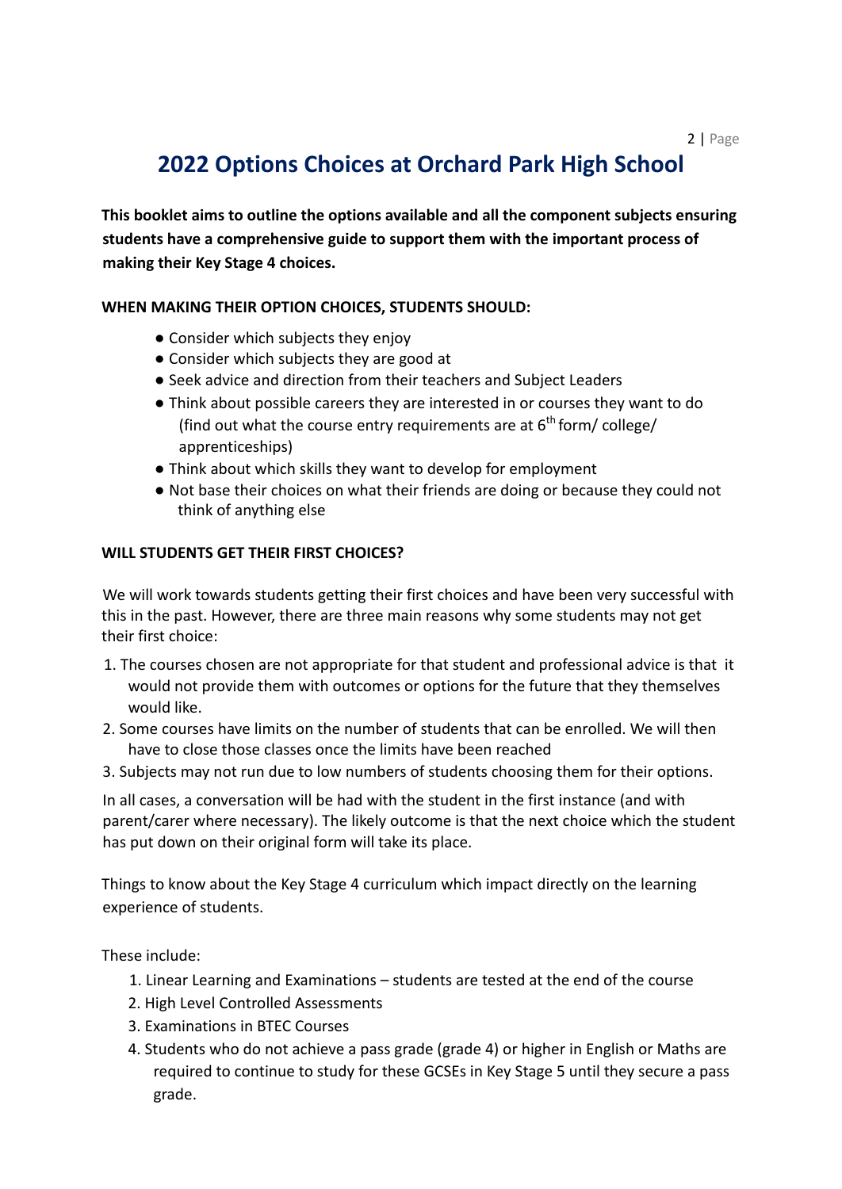# 2022 Options Choices at Orchard Park High School

**This booklet aims to outline the options available and all the component subjects ensuring students have a comprehensive guide to support them with the important process of making their Key Stage 4 choices.**

**WHEN MAKING THEIR OPTION CHOICES, STUDENTS SHOULD:**

- Consider which subjects they enjoy
- Consider which subjects they are good at
- Seek advice and direction from their teachers and Subject Leaders
- Think about possible careers they are interested in or courses they want to do (find out what the course entry requirements are at 6th form/ college/ apprenticeships)
- Think about which skills they want to develop for employment
- Not base their choices on what their friends are doing or because they could not think of anything else

**WILL STUDENTS GET THEIR FIRST CHOICES?**

We will work towards students getting their first choices and have been very successful with this in the past. However, there are three main reasons why some students may not get their first choice:

1. The courses chosen are not appropriate for that student and professional advice is that it would not provide them with outcomes or options for the future that they themselves would like.
2. Some courses have limits on the number of students that can be enrolled. We will then have to close those classes once the limits have been reached
3. Subjects may not run due to low numbers of students choosing them for their options.

In all cases, a conversation will be had with the student in the first instance (and with parent/carer where necessary). The likely outcome is that the next choice which the student has put down on their original form will take its place.

Things to know about the Key Stage 4 curriculum which impact directly on the learning experience of students.

These include:

1. Linear Learning and Examinations – students are tested at the end of the course
2. High Level Controlled Assessments
3. Examinations in BTEC Courses
4. Students who do not achieve a pass grade (grade 4) or higher in English or Maths are required to continue to study for these GCSEs in Key Stage 5 until they secure a pass grade.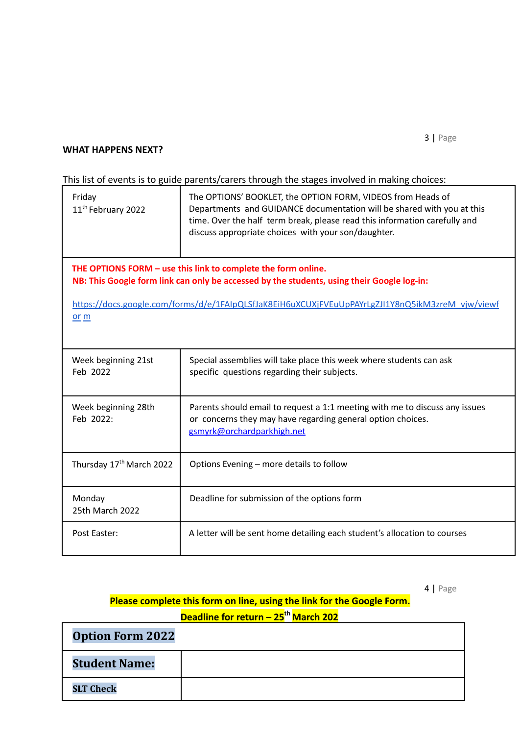**WHAT HAPPENS NEXT?**

This list of events is to guide parents/carers through the stages involved in making choices:

| | |
|---|---|
| Friday 11th February 2022 | The OPTIONS' BOOKLET, the OPTION FORM, VIDEOS from Heads of Departments and GUIDANCE documentation will be shared with you at this time. Over the half term break, please read this information carefully and discuss appropriate choices with your son/daughter. |
| **THE OPTIONS FORM – use this link to complete the form online.**<br>**NB: This Google form link can only be accessed by the students, using their Google log-in:**<br><br>https://docs.google.com/forms/d/e/1FAIpQLSfJaK8EiH6uXCUXjFVEuUpPAYrLgZJI1Y8nQ5ikM3zreM_vjw/viewform | |
| Week beginning 21st Feb 2022 | Special assemblies will take place this week where students can ask specific questions regarding their subjects. |
| Week beginning 28th Feb 2022: | Parents should email to request a 1:1 meeting with me to discuss any issues or concerns they may have regarding general option choices. gsmyrk@orchardparkhigh.net |
| Thursday 17th March 2022 | Options Evening – more details to follow |
| Monday 25th March 2022 | Deadline for submission of the options form |
| Post Easter: | A letter will be sent home detailing each student's allocation to courses |

**Please complete this form on line, using the link for the Google Form.**

**Deadline for return – 25th March 202**

| **Option Form 2022** | |
|---|---|
| **Student Name:** | |
| **SLT Check** | |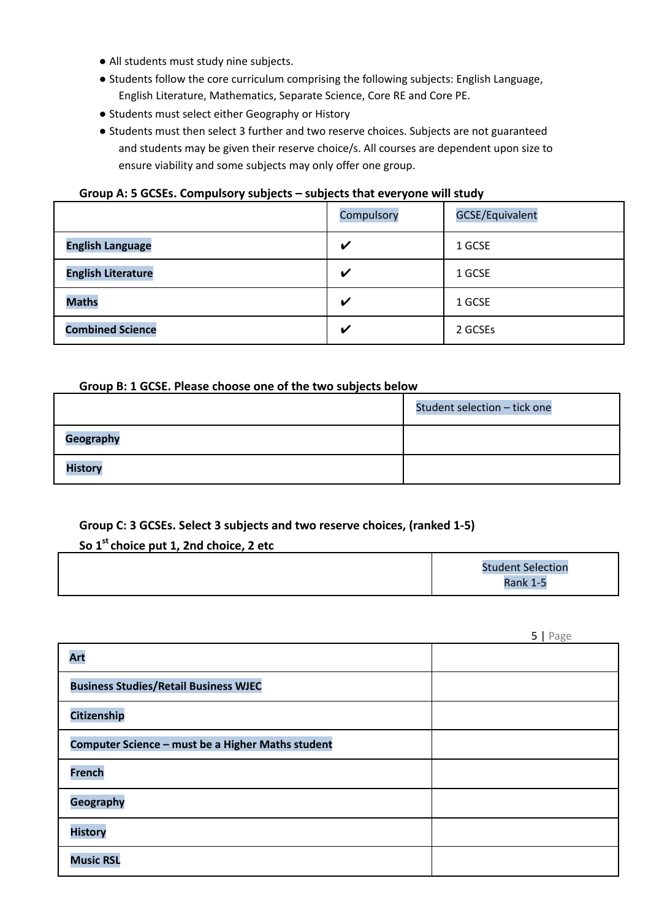- All students must study nine subjects.
- Students follow the core curriculum comprising the following subjects: English Language, English Literature, Mathematics, Separate Science, Core RE and Core PE.
- Students must select either Geography or History
- Students must then select 3 further and two reserve choices. Subjects are not guaranteed and students may be given their reserve choice/s. All courses are dependent upon size to ensure viability and some subjects may only offer one group.

**Group A: 5 GCSEs. Compulsory subjects – subjects that everyone will study**

| | Compulsory | GCSE/Equivalent |
|---|---|---|
| **English Language** | ✔ | 1 GCSE |
| **English Literature** | ✔ | 1 GCSE |
| **Maths** | ✔ | 1 GCSE |
| **Combined Science** | ✔ | 2 GCSEs |

**Group B: 1 GCSE. Please choose one of the two subjects below**

| | Student selection – tick one |
|---|---|
| **Geography** | |
| **History** | |

**Group C: 3 GCSEs. Select 3 subjects and two reserve choices, (ranked 1-5)**
**So 1st choice put 1, 2nd choice, 2 etc**

| | Student Selection Rank 1-5 |
|---|---|
| **Art** | |
| **Business Studies/Retail Business WJEC** | |
| **Citizenship** | |
| **Computer Science – must be a Higher Maths student** | |
| **French** | |
| **Geography** | |
| **History** | |
| **Music RSL** | |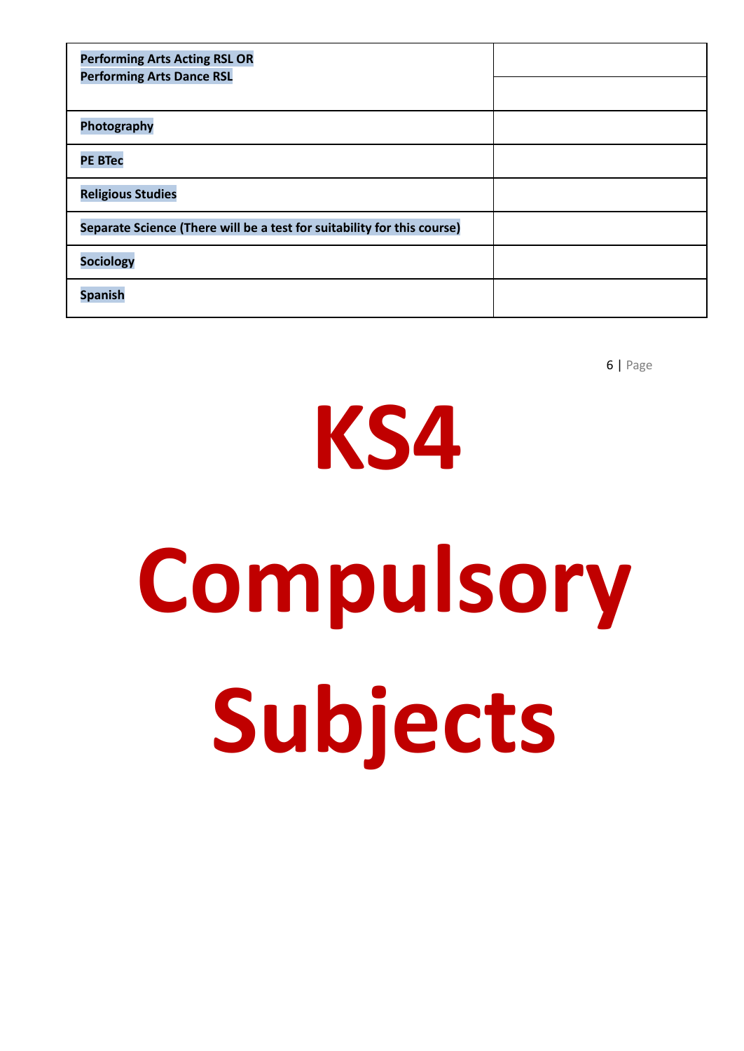| | |
|---|---|
| **Performing Arts Acting RSL OR**<br>**Performing Arts Dance RSL** | |
| **Photography** | |
| **PE BTec** | |
| **Religious Studies** | |
| **Separate Science (There will be a test for suitability for this course)** | |
| **Sociology** | |
| **Spanish** | |

# KS4 Compulsory Subjects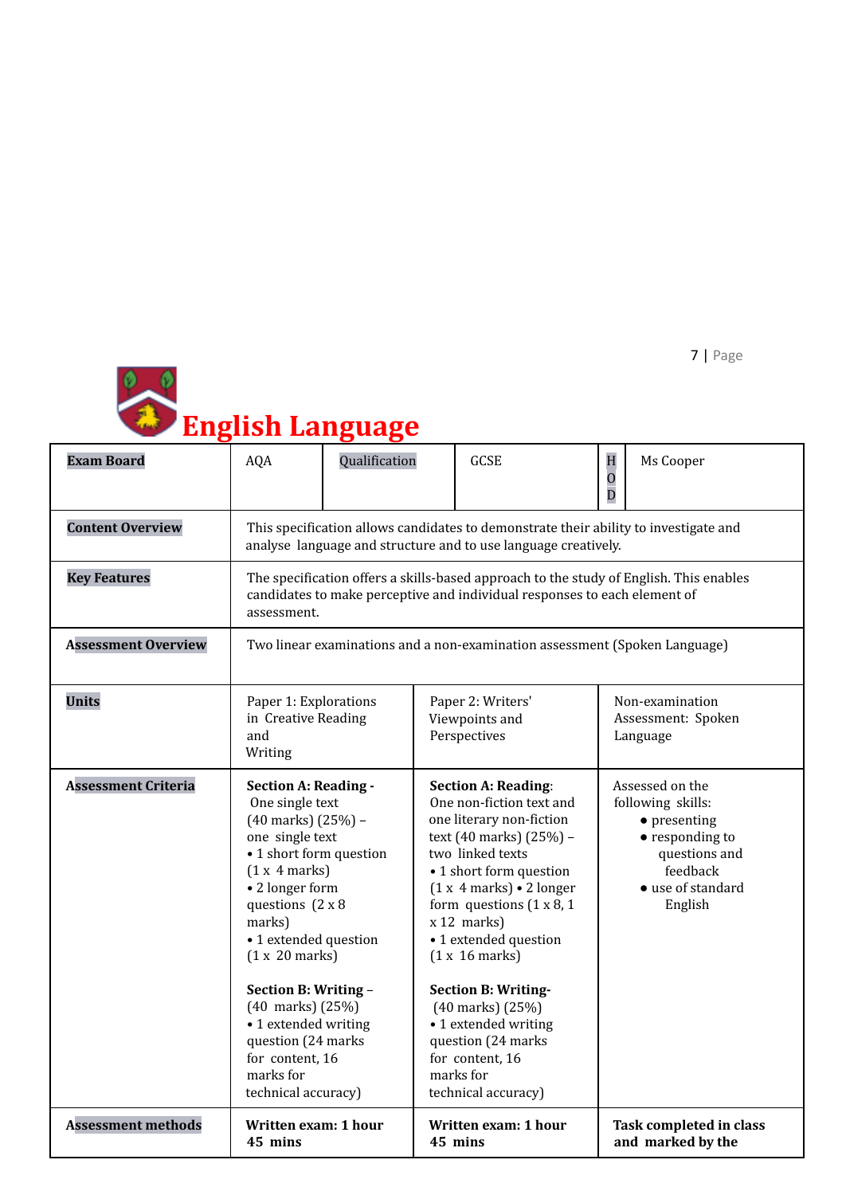# English Language

| Exam Board | AQA | Qualification | GCSE | HOD | Ms Cooper |
|---|---|---|---|---|---|
| Content Overview | This specification allows candidates to demonstrate their ability to investigate and analyse language and structure and to use language creatively. | | | | |
| Key Features | The specification offers a skills-based approach to the study of English. This enables candidates to make perceptive and individual responses to each element of assessment. | | | | |
| Assessment Overview | Two linear examinations and a non-examination assessment (Spoken Language) | | | | |
| Units | Paper 1: Explorations in Creative Reading and Writing | Paper 2: Writers' Viewpoints and Perspectives | Non-examination Assessment: Spoken Language | | |
| Assessment Criteria | **Section A: Reading -** One single text (40 marks) (25%) – one single text<br>• 1 short form question (1 x 4 marks)<br>• 2 longer form questions (2 x 8 marks)<br>• 1 extended question (1 x 20 marks)<br><br>**Section B: Writing** – (40 marks) (25%)<br>• 1 extended writing question (24 marks for content, 16 marks for technical accuracy) | **Section A: Reading**: One non-fiction text and one literary non-fiction text (40 marks) (25%) – two linked texts<br>• 1 short form question (1 x 4 marks) • 2 longer form questions (1 x 8, 1 x 12 marks)<br>• 1 extended question (1 x 16 marks)<br><br>**Section B: Writing-** (40 marks) (25%)<br>• 1 extended writing question (24 marks for content, 16 marks for technical accuracy) | Assessed on the following skills:<br>• presenting<br>• responding to questions and feedback<br>• use of standard English | | |
| Assessment methods | **Written exam: 1 hour 45 mins** | **Written exam: 1 hour 45 mins** | **Task completed in class and marked by the** | | |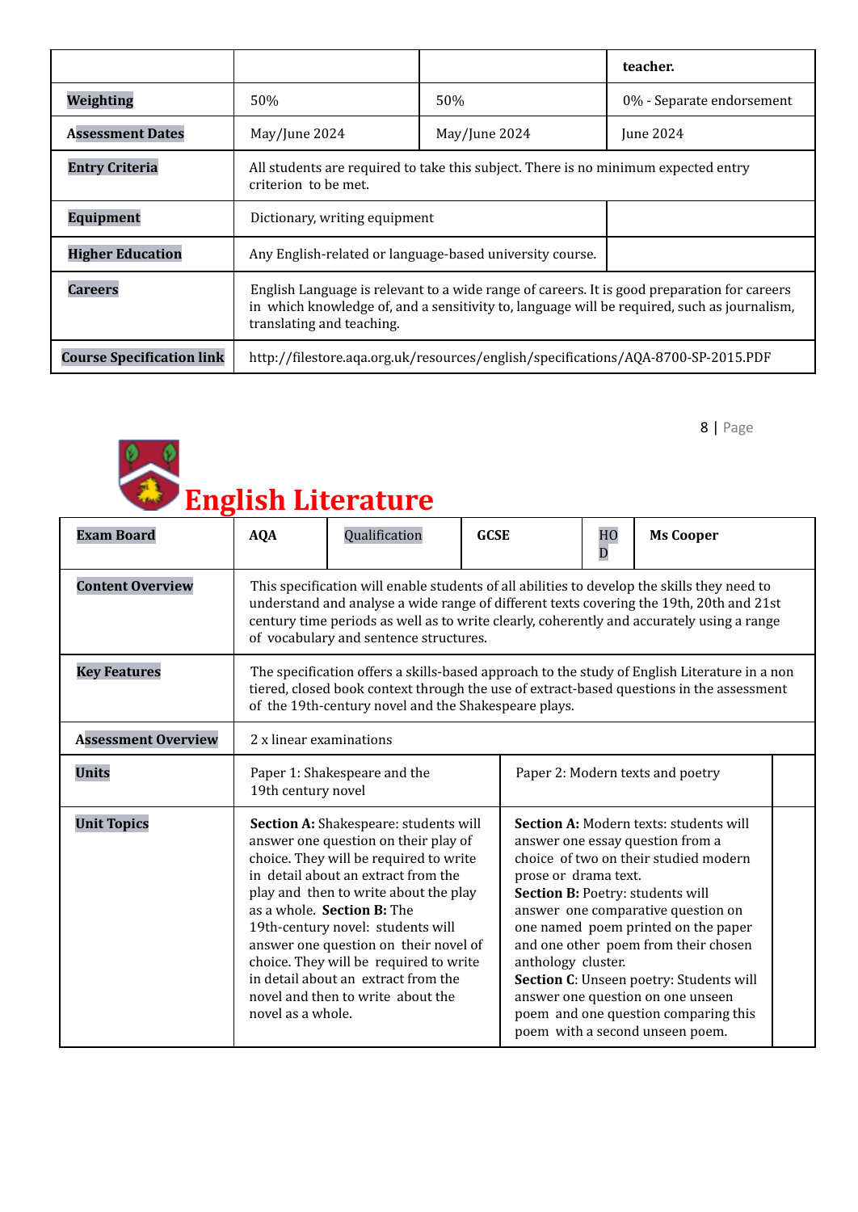| | | | teacher. |
|---|---|---|---|
| **Weighting** | 50% | 50% | 0% - Separate endorsement |
| **Assessment Dates** | May/June 2024 | May/June 2024 | June 2024 |
| **Entry Criteria** | All students are required to take this subject. There is no minimum expected entry criterion to be met. | | |
| **Equipment** | Dictionary, writing equipment | | |
| **Higher Education** | Any English-related or language-based university course. | | |
| **Careers** | English Language is relevant to a wide range of careers. It is good preparation for careers in which knowledge of, and a sensitivity to, language will be required, such as journalism, translating and teaching. | | |
| **Course Specification link** | http://filestore.aqa.org.uk/resources/english/specifications/AQA-8700-SP-2015.PDF | | |

# English Literature

| **Exam Board** | **AQA** | Qualification | **GCSE** | HOD | **Ms Cooper** |
|---|---|---|---|---|---|
| **Content Overview** | This specification will enable students of all abilities to develop the skills they need to understand and analyse a wide range of different texts covering the 19th, 20th and 21st century time periods as well as to write clearly, coherently and accurately using a range of vocabulary and sentence structures. | | | | |
| **Key Features** | The specification offers a skills-based approach to the study of English Literature in a non tiered, closed book context through the use of extract-based questions in the assessment of the 19th-century novel and the Shakespeare plays. | | | | |
| **Assessment Overview** | 2 x linear examinations | | | | |
| **Units** | Paper 1: Shakespeare and the 19th century novel | | Paper 2: Modern texts and poetry | | |
| **Unit Topics** | **Section A:** Shakespeare: students will answer one question on their play of choice. They will be required to write in detail about an extract from the play and then to write about the play as a whole. **Section B:** The 19th-century novel: students will answer one question on their novel of choice. They will be required to write in detail about an extract from the novel and then to write about the novel as a whole. | | **Section A:** Modern texts: students will answer one essay question from a choice of two on their studied modern prose or drama text. **Section B:** Poetry: students will answer one comparative question on one named poem printed on the paper and one other poem from their chosen anthology cluster. **Section C**: Unseen poetry: Students will answer one question on one unseen poem and one question comparing this poem with a second unseen poem. | | |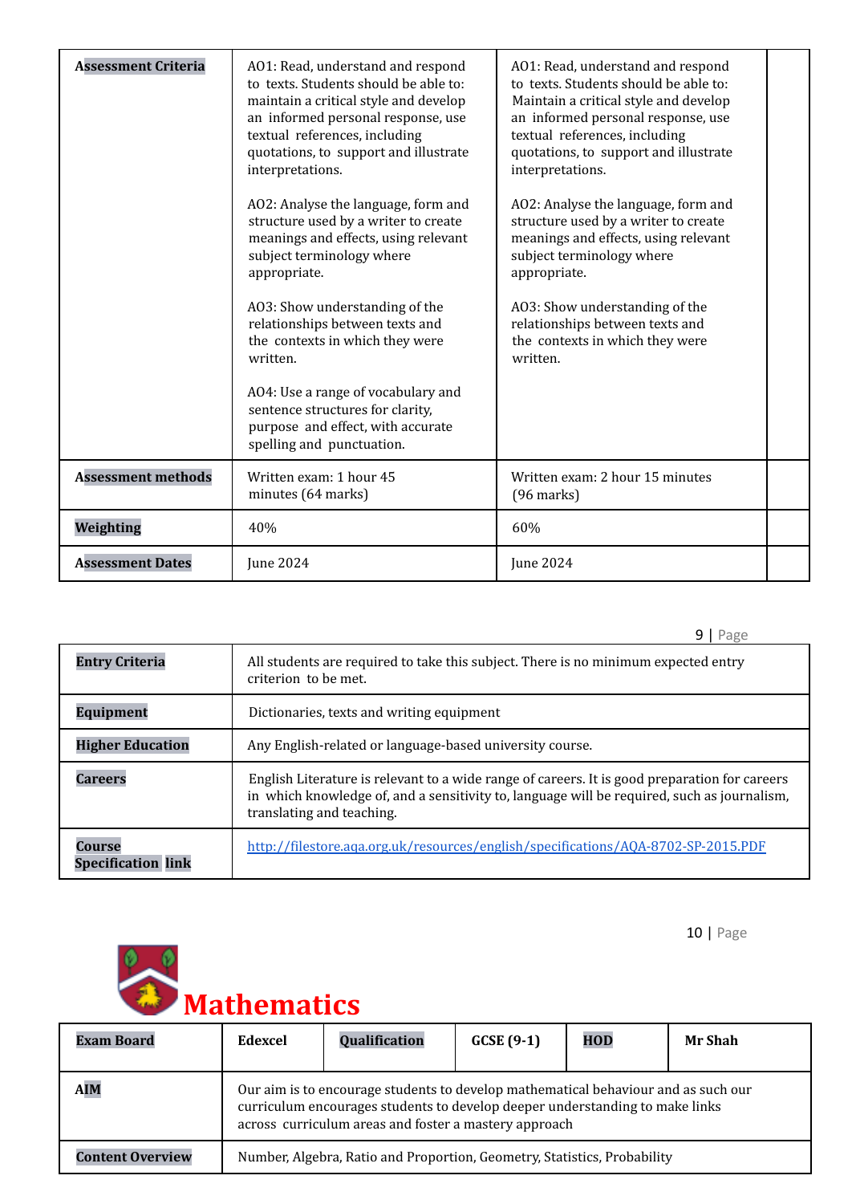| Assessment Criteria | AO1: Read, understand and respond to texts. Students should be able to: maintain a critical style and develop an informed personal response, use textual references, including quotations, to support and illustrate interpretations.<br><br>AO2: Analyse the language, form and structure used by a writer to create meanings and effects, using relevant subject terminology where appropriate.<br><br>AO3: Show understanding of the relationships between texts and the contexts in which they were written.<br><br>AO4: Use a range of vocabulary and sentence structures for clarity, purpose and effect, with accurate spelling and punctuation. | AO1: Read, understand and respond to texts. Students should be able to: Maintain a critical style and develop an informed personal response, use textual references, including quotations, to support and illustrate interpretations.<br><br>AO2: Analyse the language, form and structure used by a writer to create meanings and effects, using relevant subject terminology where appropriate.<br><br>AO3: Show understanding of the relationships between texts and the contexts in which they were written. | |
|---|---|---|---|
| Assessment methods | Written exam: 1 hour 45 minutes (64 marks) | Written exam: 2 hour 15 minutes (96 marks) | |
| Weighting | 40% | 60% | |
| Assessment Dates | June 2024 | June 2024 | |

| Entry Criteria | All students are required to take this subject. There is no minimum expected entry criterion to be met. |
|---|---|
| Equipment | Dictionaries, texts and writing equipment |
| Higher Education | Any English-related or language-based university course. |
| Careers | English Literature is relevant to a wide range of careers. It is good preparation for careers in which knowledge of, and a sensitivity to, language will be required, such as journalism, translating and teaching. |
| Course Specification link | [http://filestore.aqa.org.uk/resources/english/specifications/AQA-8702-SP-2015.PDF](http://filestore.aqa.org.uk/resources/english/specifications/AQA-8702-SP-2015.PDF) |

# Mathematics

| Exam Board | Edexcel | Qualification | GCSE (9-1) | HOD | Mr Shah |
|---|---|---|---|---|---|
| AIM | Our aim is to encourage students to develop mathematical behaviour and as such our curriculum encourages students to develop deeper understanding to make links across curriculum areas and foster a mastery approach | | | | |
| Content Overview | Number, Algebra, Ratio and Proportion, Geometry, Statistics, Probability | | | | |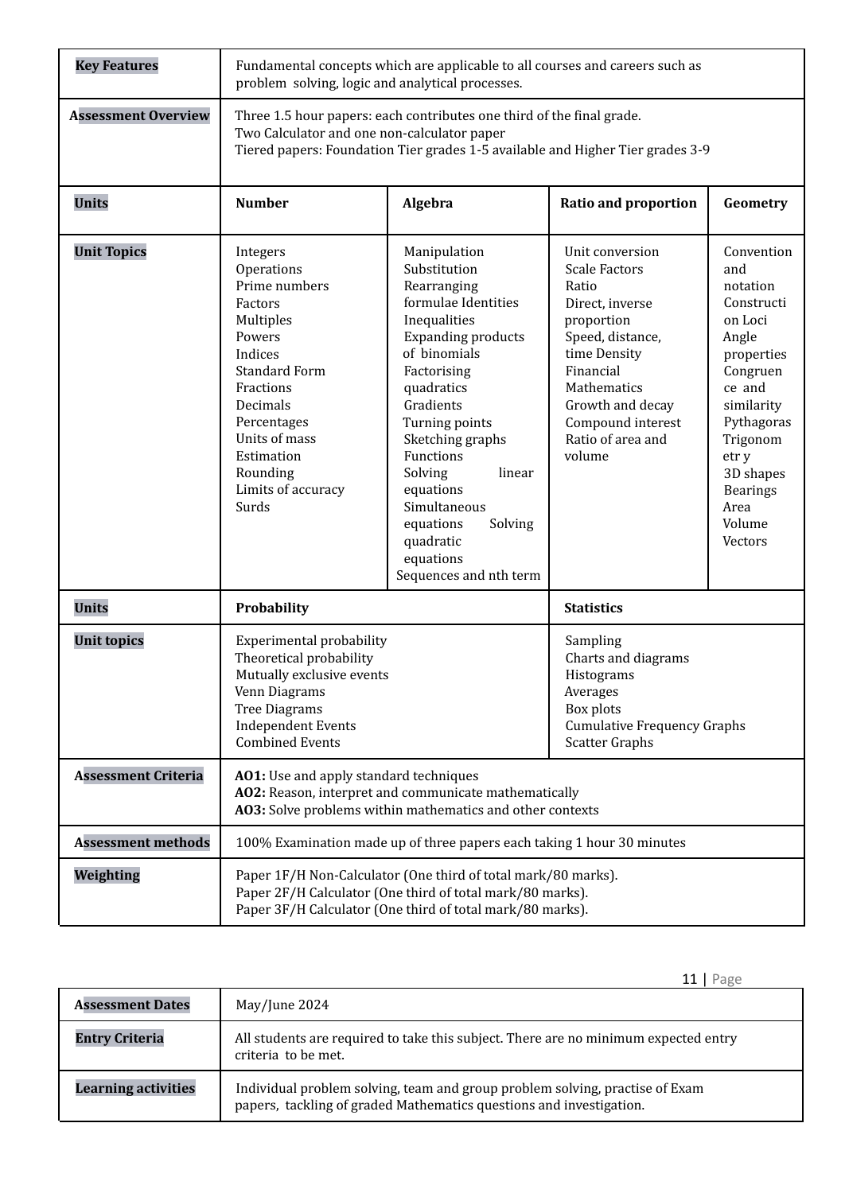| **Key Features** | Fundamental concepts which are applicable to all courses and careers such as problem solving, logic and analytical processes. | | | |
|---|---|---|---|---|
| **Assessment Overview** | Three 1.5 hour papers: each contributes one third of the final grade.<br>Two Calculator and one non-calculator paper<br>Tiered papers: Foundation Tier grades 1-5 available and Higher Tier grades 3-9 | | | |
| **Units** | **Number** | **Algebra** | **Ratio and proportion** | **Geometry** |
| **Unit Topics** | Integers<br>Operations<br>Prime numbers<br>Factors<br>Multiples<br>Powers<br>Indices<br>Standard Form<br>Fractions<br>Decimals<br>Percentages<br>Units of mass<br>Estimation<br>Rounding<br>Limits of accuracy<br>Surds | Manipulation<br>Substitution<br>Rearranging formulae Identities<br>Inequalities<br>Expanding products of binomials<br>Factorising quadratics<br>Gradients<br>Turning points<br>Sketching graphs<br>Functions<br>Solving linear equations<br>Simultaneous equations Solving quadratic equations<br>Sequences and nth term | Unit conversion<br>Scale Factors<br>Ratio<br>Direct, inverse proportion<br>Speed, distance, time Density<br>Financial Mathematics<br>Growth and decay<br>Compound interest<br>Ratio of area and volume | Convention and notation<br>Construction Loci<br>Angle properties<br>Congruence and similarity<br>Pythagoras<br>Trigonometry<br>3D shapes<br>Bearings<br>Area<br>Volume<br>Vectors |
| **Units** | **Probability** | | **Statistics** | |
| **Unit topics** | Experimental probability<br>Theoretical probability<br>Mutually exclusive events<br>Venn Diagrams<br>Tree Diagrams<br>Independent Events<br>Combined Events | | Sampling<br>Charts and diagrams<br>Histograms<br>Averages<br>Box plots<br>Cumulative Frequency Graphs<br>Scatter Graphs | |
| **Assessment Criteria** | **AO1:** Use and apply standard techniques<br>**AO2:** Reason, interpret and communicate mathematically<br>**AO3:** Solve problems within mathematics and other contexts | | | |
| **Assessment methods** | 100% Examination made up of three papers each taking 1 hour 30 minutes | | | |
| **Weighting** | Paper 1F/H Non-Calculator (One third of total mark/80 marks).<br>Paper 2F/H Calculator (One third of total mark/80 marks).<br>Paper 3F/H Calculator (One third of total mark/80 marks). | | | |

| **Assessment Dates** | May/June 2024 |
|---|---|
| **Entry Criteria** | All students are required to take this subject. There are no minimum expected entry criteria to be met. |
| **Learning activities** | Individual problem solving, team and group problem solving, practise of Exam papers, tackling of graded Mathematics questions and investigation. |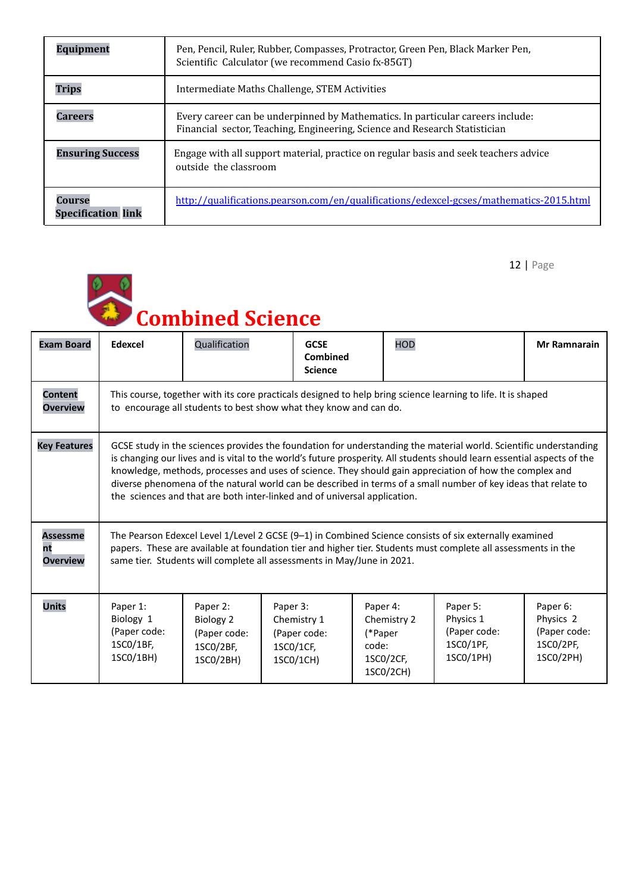| Equipment | Pen, Pencil, Ruler, Rubber, Compasses, Protractor, Green Pen, Black Marker Pen, Scientific Calculator (we recommend Casio fx-85GT) |
|---|---|
| Trips | Intermediate Maths Challenge, STEM Activities |
| Careers | Every career can be underpinned by Mathematics. In particular careers include: Financial sector, Teaching, Engineering, Science and Research Statistician |
| Ensuring Success | Engage with all support material, practice on regular basis and seek teachers advice outside the classroom |
| Course Specification link | http://qualifications.pearson.com/en/qualifications/edexcel-gcses/mathematics-2015.html |

# Combined Science

| Exam Board | Edexcel | Qualification | | GCSE Combined Science | HOD | Mr Ramnarain |
|---|---|---|---|---|---|---|
| Content Overview | This course, together with its core practicals designed to help bring science learning to life. It is shaped to encourage all students to best show what they know and can do. | | | | | |
| Key Features | GCSE study in the sciences provides the foundation for understanding the material world. Scientific understanding is changing our lives and is vital to the world's future prosperity. All students should learn essential aspects of the knowledge, methods, processes and uses of science. They should gain appreciation of how the complex and diverse phenomena of the natural world can be described in terms of a small number of key ideas that relate to the sciences and that are both inter-linked and of universal application. | | | | | |
| Assessment Overview | The Pearson Edexcel Level 1/Level 2 GCSE (9–1) in Combined Science consists of six externally examined papers. These are available at foundation tier and higher tier. Students must complete all assessments in the same tier. Students will complete all assessments in May/June in 2021. | | | | | |
| Units | Paper 1: Biology 1 (Paper code: 1SC0/1BF, 1SC0/1BH) | Paper 2: Biology 2 (Paper code: 1SC0/2BF, 1SC0/2BH) | Paper 3: Chemistry 1 (Paper code: 1SC0/1CF, 1SC0/1CH) | Paper 4: Chemistry 2 (*Paper code: 1SC0/2CF, 1SC0/2CH) | Paper 5: Physics 1 (Paper code: 1SC0/1PF, 1SC0/1PH) | Paper 6: Physics 2 (Paper code: 1SC0/2PF, 1SC0/2PH) |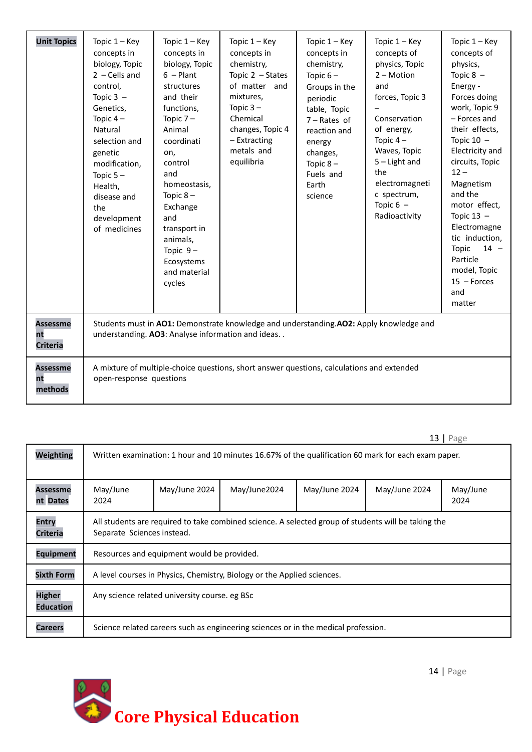| **Unit Topics** | Topic 1 – Key concepts in biology, Topic 2 – Cells and control, Topic 3 – Genetics, Topic 4 – Natural selection and genetic modification, Topic 5 – Health, disease and the development of medicines | Topic 1 – Key concepts in biology, Topic 6 – Plant structures and their functions, Topic 7 – Animal coordination, control and homeostasis, Topic 8 – Exchange and transport in animals, Topic 9 – Ecosystems and material cycles | Topic 1 – Key concepts in chemistry, Topic 2 – States of matter and mixtures, Topic 3 – Chemical changes, Topic 4 – Extracting metals and equilibria | Topic 1 – Key concepts in chemistry, Topic 6 – Groups in the periodic table, Topic 7 – Rates of reaction and energy changes, Topic 8 – Fuels and Earth science | Topic 1 – Key concepts of physics, Topic 2 – Motion and forces, Topic 3 – Conservation of energy, Topic 4 – Waves, Topic 5 – Light and the electromagnetic spectrum, Topic 6 – Radioactivity | Topic 1 – Key concepts of physics, Topic 8 – Energy - Forces doing work, Topic 9 – Forces and their effects, Topic 10 – Electricity and circuits, Topic 12 – Magnetism and the motor effect, Topic 13 – Electromagnetic induction, Topic 14 – Particle model, Topic 15 – Forces and matter |
|---|---|---|---|---|---|---|
| **Assessment Criteria** | Students must in **AO1:** Demonstrate knowledge and understanding.**AO2:** Apply knowledge and understanding. **AO3**: Analyse information and ideas. . | | | | | |
| **Assessment methods** | A mixture of multiple-choice questions, short answer questions, calculations and extended open-response questions | | | | | |
| **Weighting** | Written examination: 1 hour and 10 minutes 16.67% of the qualification 60 mark for each exam paper. | | | | | |
| **Assessment Dates** | May/June 2024 | May/June 2024 | May/June2024 | May/June 2024 | May/June 2024 | May/June 2024 |
| **Entry Criteria** | All students are required to take combined science. A selected group of students will be taking the Separate Sciences instead. | | | | | |
| **Equipment** | Resources and equipment would be provided. | | | | | |
| **Sixth Form** | A level courses in Physics, Chemistry, Biology or the Applied sciences. | | | | | |
| **Higher Education** | Any science related university course. eg BSc | | | | | |
| **Careers** | Science related careers such as engineering sciences or in the medical profession. | | | | | |

# Core Physical Education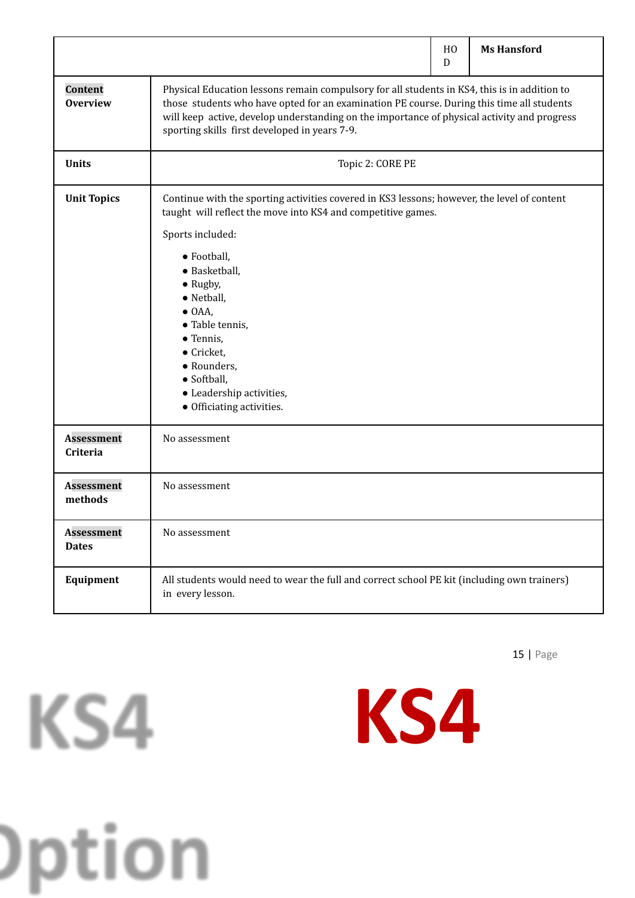| | HOD | Ms Hansford |
|---|---|---|
| **Content Overview** | Physical Education lessons remain compulsory for all students in KS4, this is in addition to those students who have opted for an examination PE course. During this time all students will keep active, develop understanding on the importance of physical activity and progress sporting skills first developed in years 7-9. | |
| **Units** | Topic 2: CORE PE | |
| **Unit Topics** | Continue with the sporting activities covered in KS3 lessons; however, the level of content taught will reflect the move into KS4 and competitive games.<br><br>Sports included:<br>● Football,<br>● Basketball,<br>● Rugby,<br>● Netball,<br>● OAA,<br>● Table tennis,<br>● Tennis,<br>● Cricket,<br>● Rounders,<br>● Softball,<br>● Leadership activities,<br>● Officiating activities. | |
| **Assessment Criteria** | No assessment | |
| **Assessment methods** | No assessment | |
| **Assessment Dates** | No assessment | |
| **Equipment** | All students would need to wear the full and correct school PE kit (including own trainers) in every lesson. | |

KS4

KS4

Option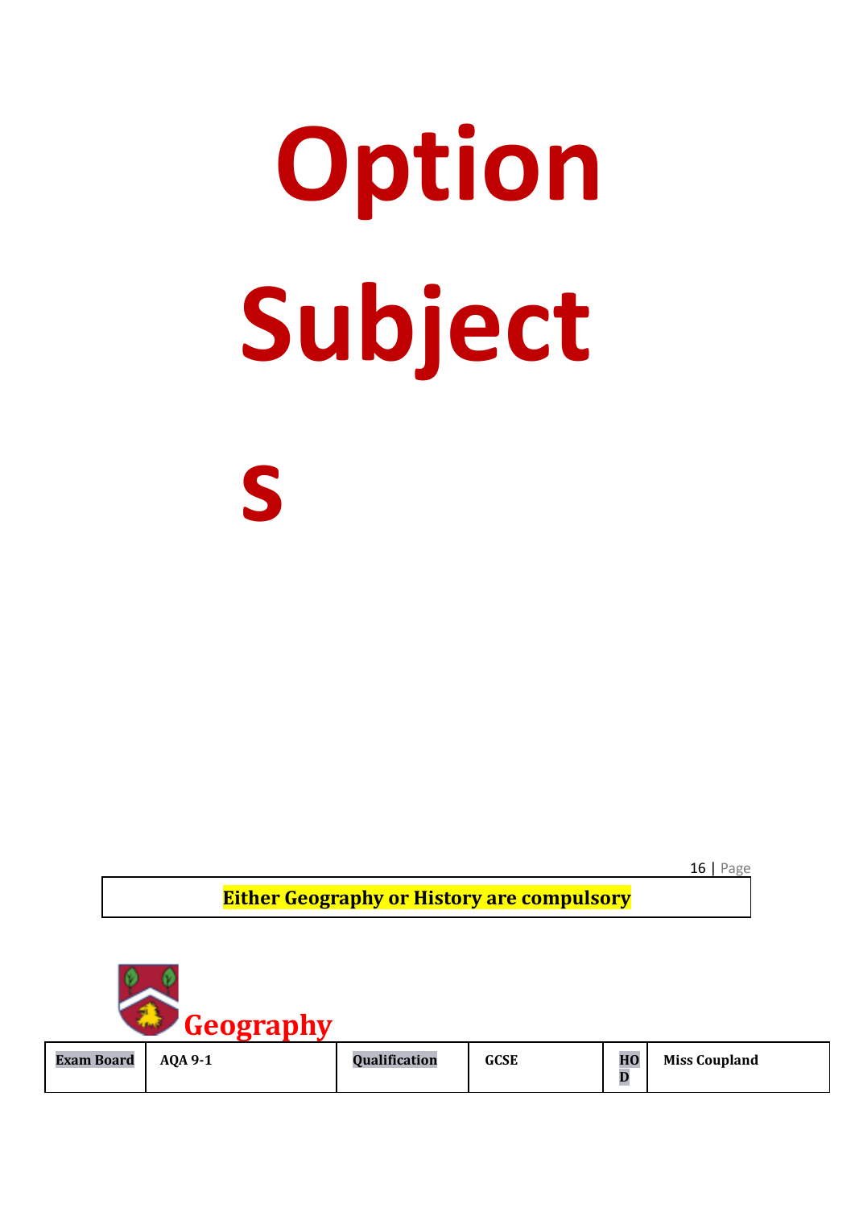# Option Subjects

**Either Geography or History are compulsory**

## Geography

| Exam Board | AQA 9-1 | Qualification | GCSE | HOD | Miss Coupland |
|---|---|---|---|---|---|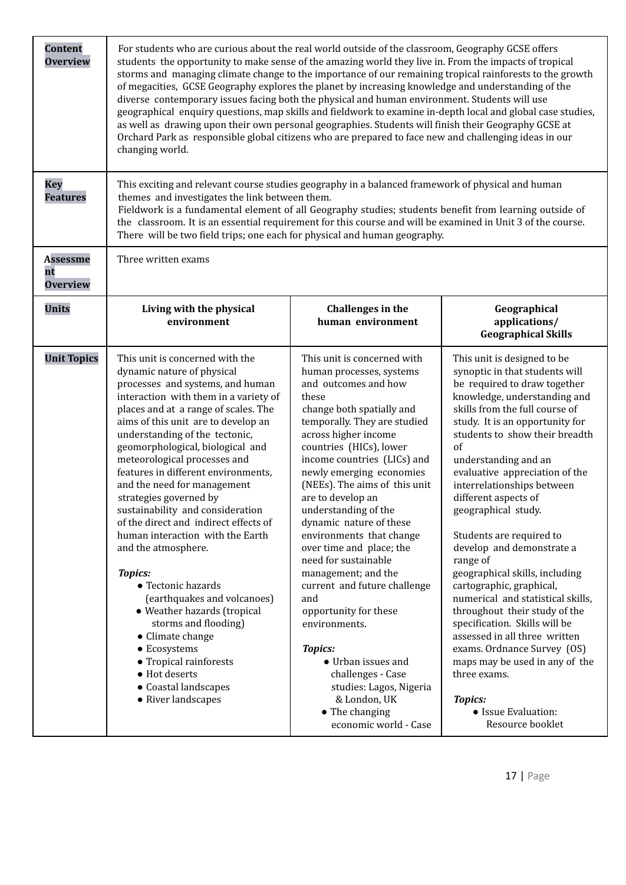| | | | |
|---|---|---|---|
| **Content Overview** | For students who are curious about the real world outside of the classroom, Geography GCSE offers students the opportunity to make sense of the amazing world they live in. From the impacts of tropical storms and managing climate change to the importance of our remaining tropical rainforests to the growth of megacities, GCSE Geography explores the planet by increasing knowledge and understanding of the diverse contemporary issues facing both the physical and human environment. Students will use geographical enquiry questions, map skills and fieldwork to examine in-depth local and global case studies, as well as drawing upon their own personal geographies. Students will finish their Geography GCSE at Orchard Park as responsible global citizens who are prepared to face new and challenging ideas in our changing world. | | |
| **Key Features** | This exciting and relevant course studies geography in a balanced framework of physical and human themes and investigates the link between them.<br>Fieldwork is a fundamental element of all Geography studies; students benefit from learning outside of the classroom. It is an essential requirement for this course and will be examined in Unit 3 of the course. There will be two field trips; one each for physical and human geography. | | |
| **Assessment Overview** | Three written exams | | |
| **Units** | **Living with the physical environment** | **Challenges in the human environment** | **Geographical applications/ Geographical Skills** |
| **Unit Topics** | This unit is concerned with the dynamic nature of physical processes and systems, and human interaction with them in a variety of places and at a range of scales. The aims of this unit are to develop an understanding of the tectonic, geomorphological, biological and meteorological processes and features in different environments, and the need for management strategies governed by sustainability and consideration of the direct and indirect effects of human interaction with the Earth and the atmosphere.<br><br>***Topics:***<br>● Tectonic hazards (earthquakes and volcanoes)<br>● Weather hazards (tropical storms and flooding)<br>● Climate change<br>● Ecosystems<br>● Tropical rainforests<br>● Hot deserts<br>● Coastal landscapes<br>● River landscapes | This unit is concerned with human processes, systems and outcomes and how these change both spatially and temporally. They are studied across higher income countries (HICs), lower income countries (LICs) and newly emerging economies (NEEs). The aims of this unit are to develop an understanding of the dynamic nature of these environments that change over time and place; the need for sustainable management; and the current and future challenge and opportunity for these environments.<br><br>***Topics:***<br>● Urban issues and challenges - Case studies: Lagos, Nigeria & London, UK<br>● The changing economic world - Case | This unit is designed to be synoptic in that students will be required to draw together knowledge, understanding and skills from the full course of study. It is an opportunity for students to show their breadth of understanding and an evaluative appreciation of the interrelationships between different aspects of geographical study.<br><br>Students are required to develop and demonstrate a range of geographical skills, including cartographic, graphical, numerical and statistical skills, throughout their study of the specification. Skills will be assessed in all three written exams. Ordnance Survey (OS) maps may be used in any of the three exams.<br><br>***Topics:***<br>● Issue Evaluation: Resource booklet |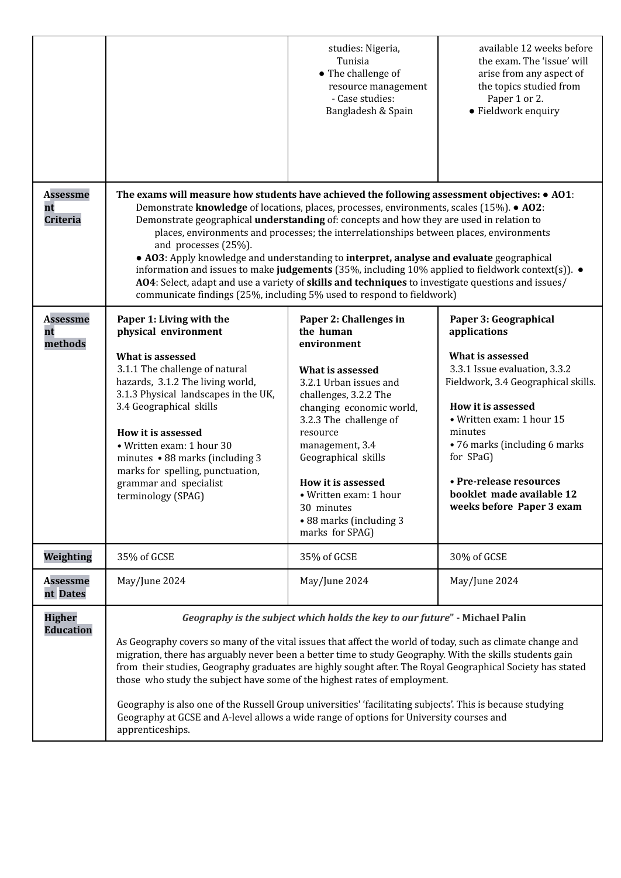| | | | |
|---|---|---|---|
| | | studies: Nigeria, Tunisia<br>● The challenge of resource management - Case studies: Bangladesh & Spain | available 12 weeks before the exam. The 'issue' will arise from any aspect of the topics studied from Paper 1 or 2.<br>● Fieldwork enquiry |
| **Assessment Criteria** | **The exams will measure how students have achieved the following assessment objectives:** ● **AO1**: Demonstrate **knowledge** of locations, places, processes, environments, scales (15%). ● **AO2**: Demonstrate geographical **understanding** of: concepts and how they are used in relation to places, environments and processes; the interrelationships between places, environments and processes (25%).<br>● **AO3**: Apply knowledge and understanding to **interpret, analyse and evaluate** geographical information and issues to make **judgements** (35%, including 10% applied to fieldwork context(s)). ● **AO4**: Select, adapt and use a variety of **skills and techniques** to investigate questions and issues/ communicate findings (25%, including 5% used to respond to fieldwork) | | |
| **Assessment methods** | **Paper 1: Living with the physical environment**<br><br>**What is assessed**<br>3.1.1 The challenge of natural hazards, 3.1.2 The living world, 3.1.3 Physical landscapes in the UK, 3.4 Geographical skills<br><br>**How it is assessed**<br>• Written exam: 1 hour 30 minutes • 88 marks (including 3 marks for spelling, punctuation, grammar and specialist terminology (SPAG) | **Paper 2: Challenges in the human environment**<br><br>**What is assessed**<br>3.2.1 Urban issues and challenges, 3.2.2 The changing economic world, 3.2.3 The challenge of resource management, 3.4 Geographical skills<br><br>**How it is assessed**<br>• Written exam: 1 hour 30 minutes<br>• 88 marks (including 3 marks for SPAG) | **Paper 3: Geographical applications**<br><br>**What is assessed**<br>3.3.1 Issue evaluation, 3.3.2 Fieldwork, 3.4 Geographical skills.<br><br>**How it is assessed**<br>• Written exam: 1 hour 15 minutes<br>• 76 marks (including 6 marks for SPaG)<br><br>**• Pre-release resources booklet made available 12 weeks before Paper 3 exam** |
| **Weighting** | 35% of GCSE | 35% of GCSE | 30% of GCSE |
| **Assessment Dates** | May/June 2024 | May/June 2024 | May/June 2024 |
| **Higher Education** | ***Geography is the subject which holds the key to our future*" - Michael Palin**<br><br>As Geography covers so many of the vital issues that affect the world of today, such as climate change and migration, there has arguably never been a better time to study Geography. With the skills students gain from their studies, Geography graduates are highly sought after. The Royal Geographical Society has stated those who study the subject have some of the highest rates of employment.<br><br>Geography is also one of the Russell Group universities' 'facilitating subjects'. This is because studying Geography at GCSE and A-level allows a wide range of options for University courses and apprenticeships. | | |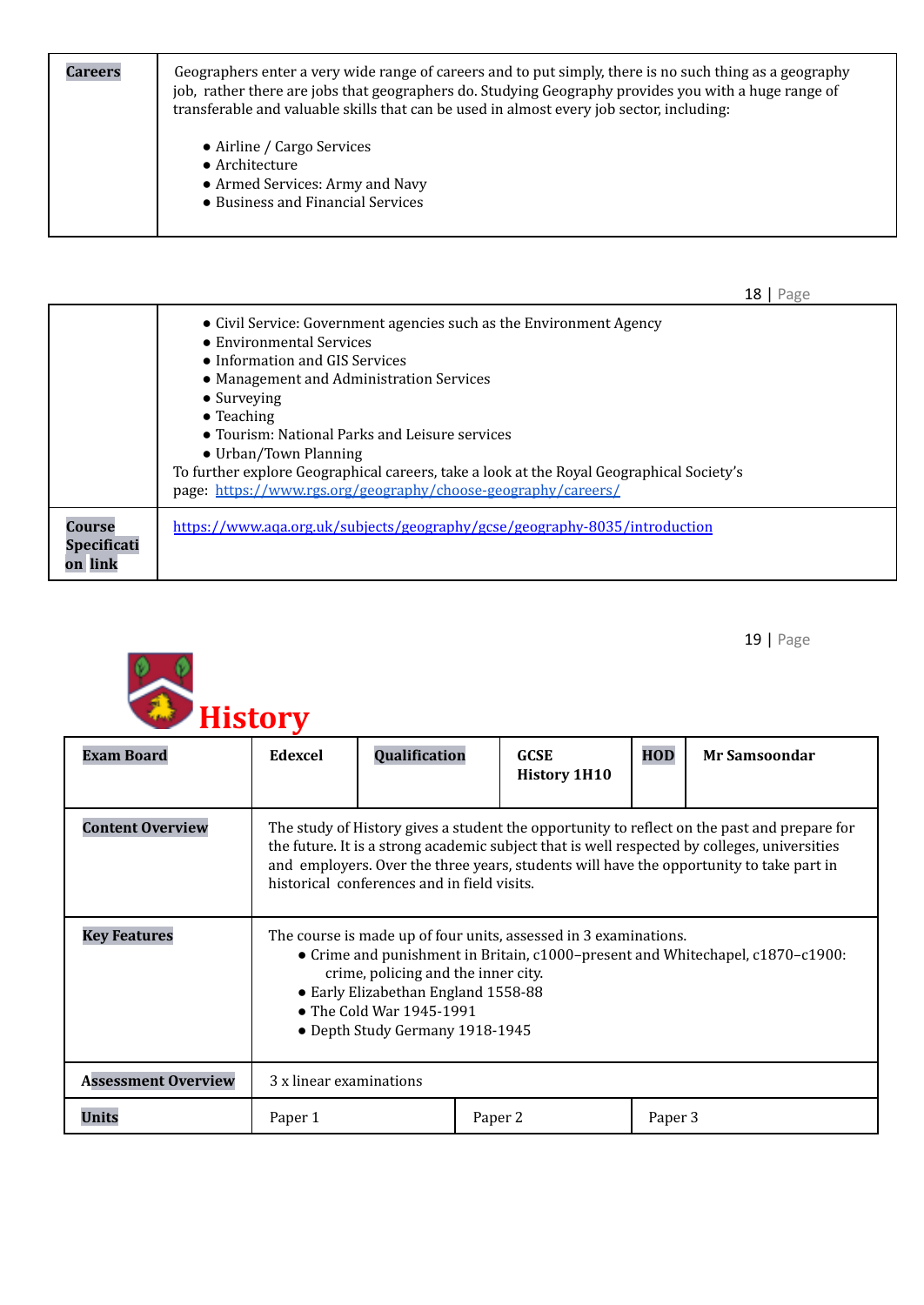| Careers | Geographers enter a very wide range of careers and to put simply, there is no such thing as a geography job, rather there are jobs that geographers do. Studying Geography provides you with a huge range of transferable and valuable skills that can be used in almost every job sector, including:<br><br>● Airline / Cargo Services<br>● Architecture<br>● Armed Services: Army and Navy<br>● Business and Financial Services<br>● Civil Service: Government agencies such as the Environment Agency<br>● Environmental Services<br>● Information and GIS Services<br>● Management and Administration Services<br>● Surveying<br>● Teaching<br>● Tourism: National Parks and Leisure services<br>● Urban/Town Planning<br>To further explore Geographical careers, take a look at the Royal Geographical Society's page: https://www.rgs.org/geography/choose-geography/careers/ |
|---|---|
| Course Specification link | https://www.aqa.org.uk/subjects/geography/gcse/geography-8035/introduction |

# History

| Exam Board | Edexcel | Qualification | GCSE History 1H10 | HOD | Mr Samsoondar |
|---|---|---|---|---|---|
| Content Overview | The study of History gives a student the opportunity to reflect on the past and prepare for the future. It is a strong academic subject that is well respected by colleges, universities and employers. Over the three years, students will have the opportunity to take part in historical conferences and in field visits. | | | | |
| Key Features | The course is made up of four units, assessed in 3 examinations.<br>● Crime and punishment in Britain, c1000–present and Whitechapel, c1870–c1900: crime, policing and the inner city.<br>● Early Elizabethan England 1558-88<br>● The Cold War 1945-1991<br>● Depth Study Germany 1918-1945 | | | | |
| Assessment Overview | 3 x linear examinations | | | | |
| Units | Paper 1 | | Paper 2 | | Paper 3 |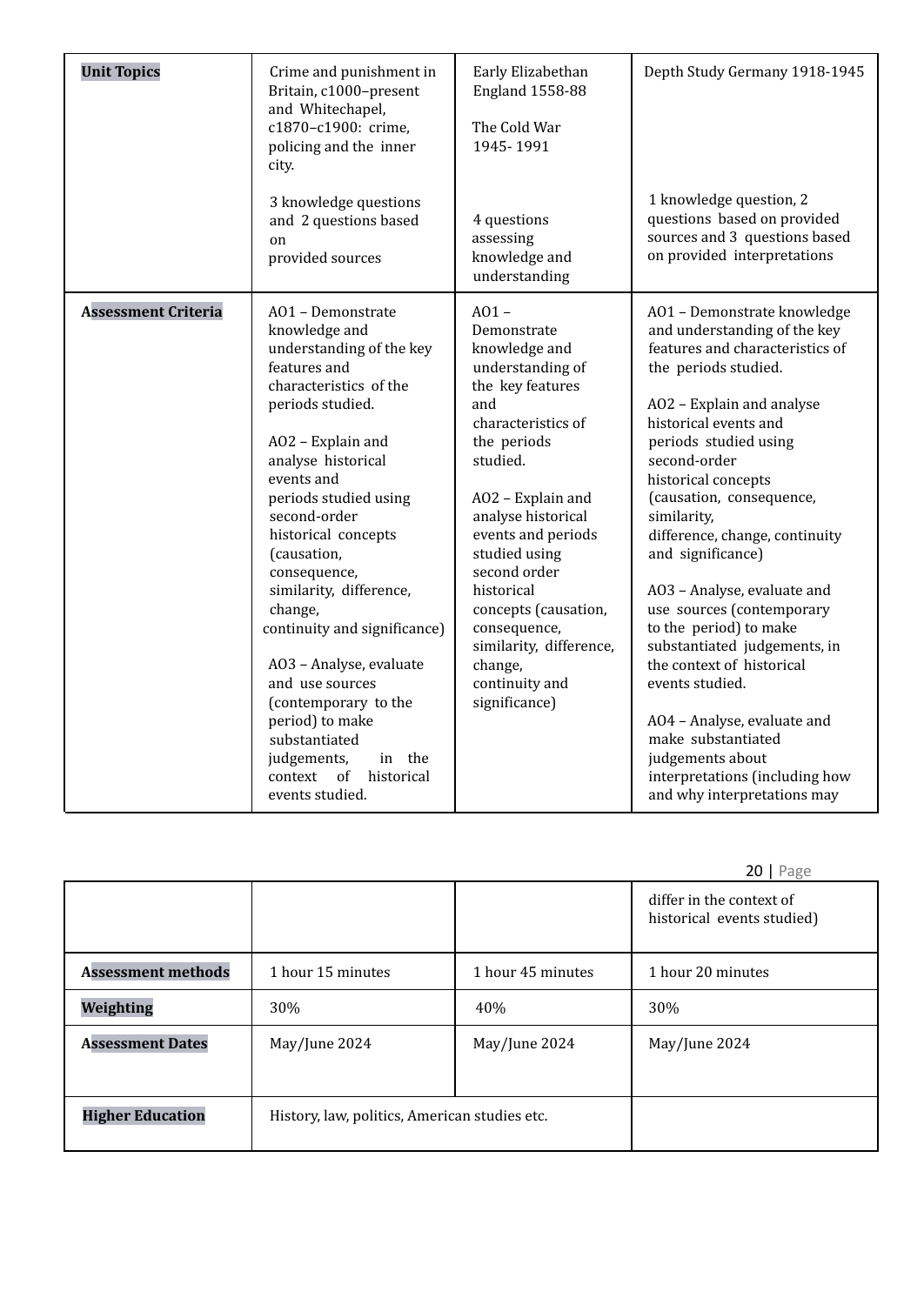| **Unit Topics** | Crime and punishment in Britain, c1000–present and Whitechapel, c1870–c1900: crime, policing and the inner city.<br><br>3 knowledge questions and 2 questions based on provided sources | Early Elizabethan England 1558-88<br><br>The Cold War 1945- 1991<br><br>4 questions assessing knowledge and understanding | Depth Study Germany 1918-1945<br><br>1 knowledge question, 2 questions based on provided sources and 3 questions based on provided interpretations |
|---|---|---|---|
| **Assessment Criteria** | AO1 – Demonstrate knowledge and understanding of the key features and characteristics of the periods studied.<br><br>AO2 – Explain and analyse historical events and periods studied using second-order historical concepts (causation, consequence, similarity, difference, change, continuity and significance)<br><br>AO3 – Analyse, evaluate and use sources (contemporary to the period) to make substantiated judgements, in the context of historical events studied. | AO1 – Demonstrate knowledge and understanding of the key features and characteristics of the periods studied.<br><br>AO2 – Explain and analyse historical events and periods studied using second order historical concepts (causation, consequence, similarity, difference, change, continuity and significance) | AO1 – Demonstrate knowledge and understanding of the key features and characteristics of the periods studied.<br><br>AO2 – Explain and analyse historical events and periods studied using second-order historical concepts (causation, consequence, similarity, difference, change, continuity and significance)<br><br>AO3 – Analyse, evaluate and use sources (contemporary to the period) to make substantiated judgements, in the context of historical events studied.<br><br>AO4 – Analyse, evaluate and make substantiated judgements about interpretations (including how and why interpretations may differ in the context of historical events studied) |
| **Assessment methods** | 1 hour 15 minutes | 1 hour 45 minutes | 1 hour 20 minutes |
| **Weighting** | 30% | 40% | 30% |
| **Assessment Dates** | May/June 2024 | May/June 2024 | May/June 2024 |
| **Higher Education** | History, law, politics, American studies etc. | | |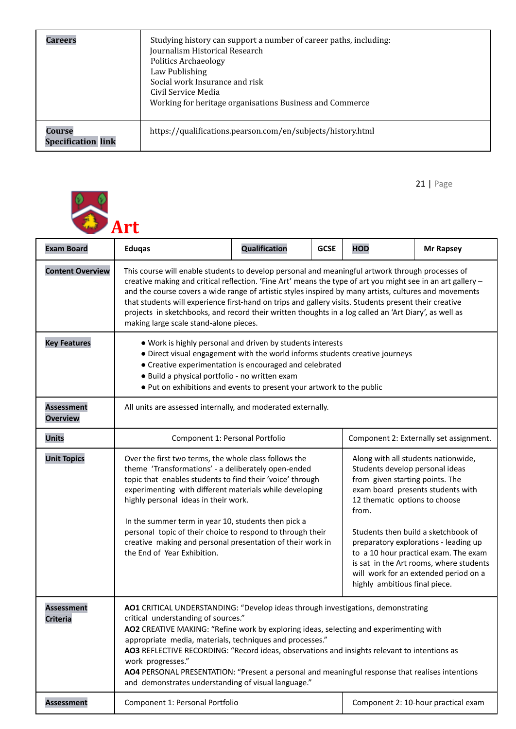| Careers | Studying history can support a number of career paths, including:<br>Journalism Historical Research<br>Politics Archaeology<br>Law Publishing<br>Social work Insurance and risk<br>Civil Service Media<br>Working for heritage organisations Business and Commerce |
|---|---|
| Course Specification link | https://qualifications.pearson.com/en/subjects/history.html |

# Art

| Exam Board | Eduqas | Qualification | GCSE | HOD | Mr Rapsey |
|---|---|---|---|---|---|
| Content Overview | This course will enable students to develop personal and meaningful artwork through processes of creative making and critical reflection. 'Fine Art' means the type of art you might see in an art gallery – and the course covers a wide range of artistic styles inspired by many artists, cultures and movements that students will experience first-hand on trips and gallery visits. Students present their creative projects in sketchbooks, and record their written thoughts in a log called an 'Art Diary', as well as making large scale stand-alone pieces. | | | | |
| Key Features | ● Work is highly personal and driven by students interests<br>● Direct visual engagement with the world informs students creative journeys<br>● Creative experimentation is encouraged and celebrated<br>● Build a physical portfolio - no written exam<br>● Put on exhibitions and events to present your artwork to the public | | | | |
| Assessment Overview | All units are assessed internally, and moderated externally. | | | | |
| Units | Component 1: Personal Portfolio | | | Component 2: Externally set assignment. | |
| Unit Topics | Over the first two terms, the whole class follows the theme 'Transformations' - a deliberately open-ended topic that enables students to find their 'voice' through experimenting with different materials while developing highly personal ideas in their work.<br><br>In the summer term in year 10, students then pick a personal topic of their choice to respond to through their creative making and personal presentation of their work in the End of Year Exhibition. | | | Along with all students nationwide, Students develop personal ideas from given starting points. The exam board presents students with 12 thematic options to choose from.<br><br>Students then build a sketchbook of preparatory explorations - leading up to a 10 hour practical exam. The exam is sat in the Art rooms, where students will work for an extended period on a highly ambitious final piece. | |
| Assessment Criteria | **AO1** CRITICAL UNDERSTANDING: "Develop ideas through investigations, demonstrating critical understanding of sources."<br>**AO2** CREATIVE MAKING: "Refine work by exploring ideas, selecting and experimenting with appropriate media, materials, techniques and processes."<br>**AO3** REFLECTIVE RECORDING: "Record ideas, observations and insights relevant to intentions as work progresses."<br>**AO4** PERSONAL PRESENTATION: "Present a personal and meaningful response that realises intentions and demonstrates understanding of visual language." | | | | |
| Assessment | Component 1: Personal Portfolio | | | Component 2: 10-hour practical exam | |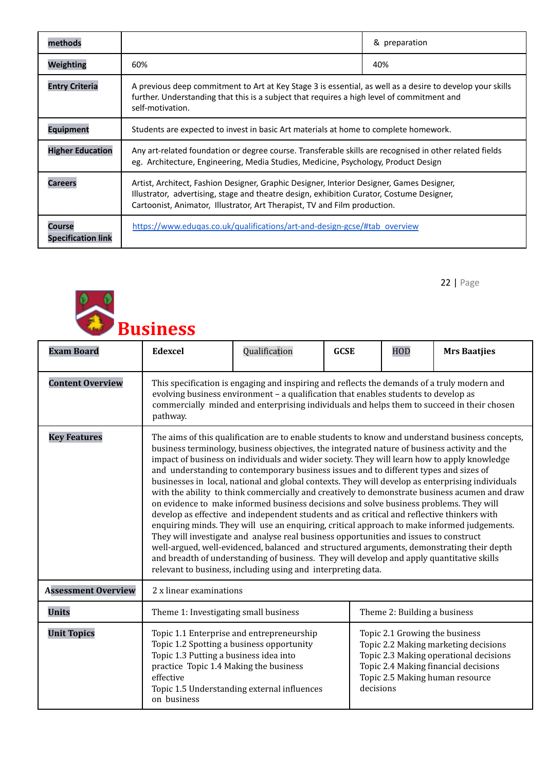| methods | | & preparation |
|---|---|---|
| Weighting | 60% | 40% |
| Entry Criteria | A previous deep commitment to Art at Key Stage 3 is essential, as well as a desire to develop your skills further. Understanding that this is a subject that requires a high level of commitment and self-motivation. | |
| Equipment | Students are expected to invest in basic Art materials at home to complete homework. | |
| Higher Education | Any art-related foundation or degree course. Transferable skills are recognised in other related fields eg. Architecture, Engineering, Media Studies, Medicine, Psychology, Product Design | |
| Careers | Artist, Architect, Fashion Designer, Graphic Designer, Interior Designer, Games Designer, Illustrator, advertising, stage and theatre design, exhibition Curator, Costume Designer, Cartoonist, Animator, Illustrator, Art Therapist, TV and Film production. | |
| Course Specification link | https://www.eduqas.co.uk/qualifications/art-and-design-gcse/#tab_overview | |

# Business

| Exam Board | Edexcel | Qualification | GCSE | HOD | Mrs Baatjies |
|---|---|---|---|---|---|
| Content Overview | This specification is engaging and inspiring and reflects the demands of a truly modern and evolving business environment – a qualification that enables students to develop as commercially minded and enterprising individuals and helps them to succeed in their chosen pathway. | | | | |
| Key Features | The aims of this qualification are to enable students to know and understand business concepts, business terminology, business objectives, the integrated nature of business activity and the impact of business on individuals and wider society. They will learn how to apply knowledge and understanding to contemporary business issues and to different types and sizes of businesses in local, national and global contexts. They will develop as enterprising individuals with the ability to think commercially and creatively to demonstrate business acumen and draw on evidence to make informed business decisions and solve business problems. They will develop as effective and independent students and as critical and reflective thinkers with enquiring minds. They will use an enquiring, critical approach to make informed judgements. They will investigate and analyse real business opportunities and issues to construct well-argued, well-evidenced, balanced and structured arguments, demonstrating their depth and breadth of understanding of business. They will develop and apply quantitative skills relevant to business, including using and interpreting data. | | | | |
| Assessment Overview | 2 x linear examinations | | | | |
| Units | Theme 1: Investigating small business | | Theme 2: Building a business | | |
| Unit Topics | Topic 1.1 Enterprise and entrepreneurship<br>Topic 1.2 Spotting a business opportunity<br>Topic 1.3 Putting a business idea into practice Topic 1.4 Making the business effective<br>Topic 1.5 Understanding external influences on business | | Topic 2.1 Growing the business<br>Topic 2.2 Making marketing decisions<br>Topic 2.3 Making operational decisions<br>Topic 2.4 Making financial decisions<br>Topic 2.5 Making human resource decisions | | |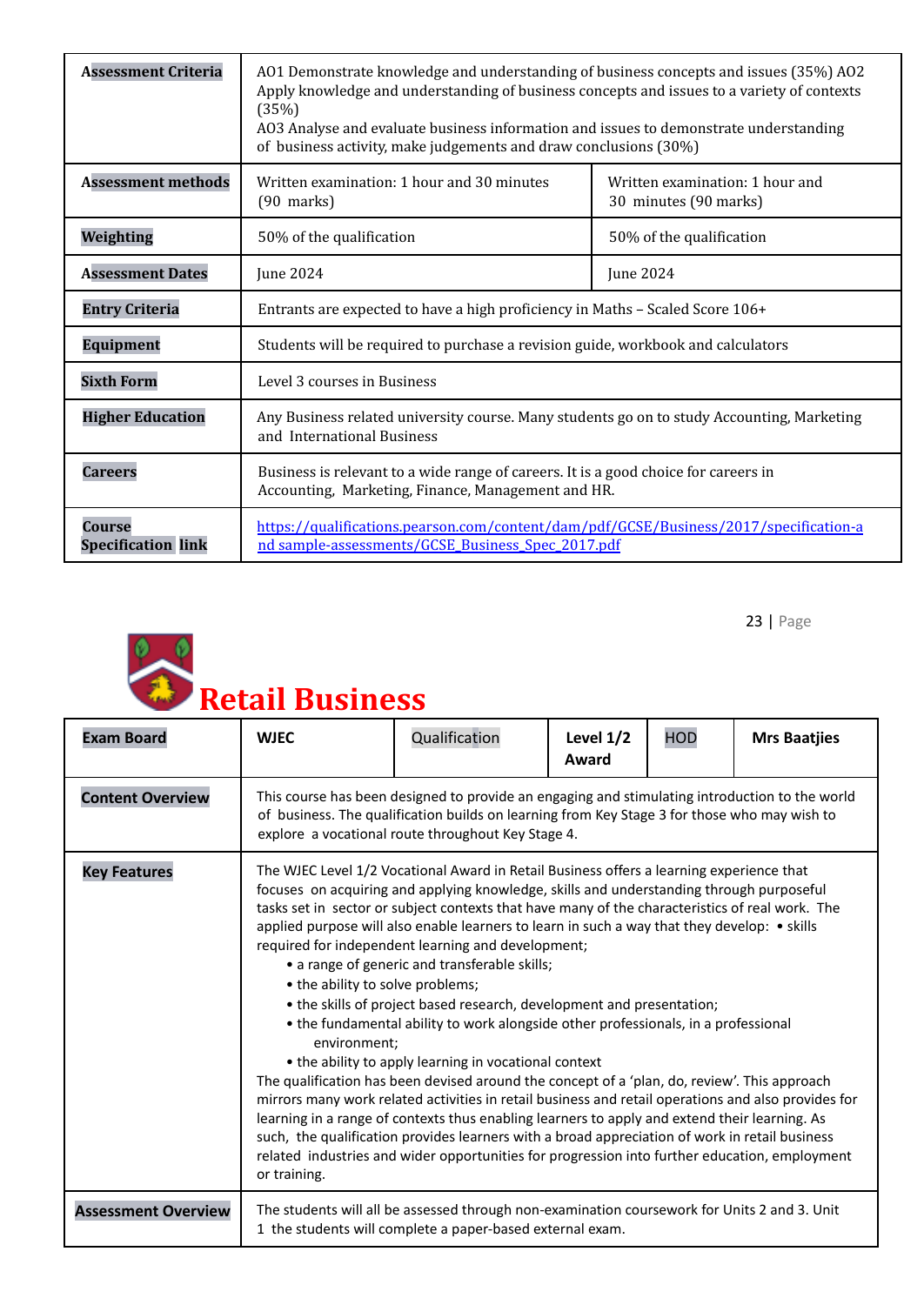| Assessment Criteria | AO1 Demonstrate knowledge and understanding of business concepts and issues (35%) AO2 Apply knowledge and understanding of business concepts and issues to a variety of contexts (35%)<br>AO3 Analyse and evaluate business information and issues to demonstrate understanding of business activity, make judgements and draw conclusions (30%) | |
|---|---|---|
| Assessment methods | Written examination: 1 hour and 30 minutes (90 marks) | Written examination: 1 hour and 30 minutes (90 marks) |
| Weighting | 50% of the qualification | 50% of the qualification |
| Assessment Dates | June 2024 | June 2024 |
| Entry Criteria | Entrants are expected to have a high proficiency in Maths – Scaled Score 106+ | |
| Equipment | Students will be required to purchase a revision guide, workbook and calculators | |
| Sixth Form | Level 3 courses in Business | |
| Higher Education | Any Business related university course. Many students go on to study Accounting, Marketing and International Business | |
| Careers | Business is relevant to a wide range of careers. It is a good choice for careers in Accounting, Marketing, Finance, Management and HR. | |
| Course Specification link | https://qualifications.pearson.com/content/dam/pdf/GCSE/Business/2017/specification-and-sample-assessments/GCSE_Business_Spec_2017.pdf | |

# Retail Business

| Exam Board | WJEC | Qualification | Level 1/2 Award | HOD | Mrs Baatjies |
|---|---|---|---|---|---|
| Content Overview | This course has been designed to provide an engaging and stimulating introduction to the world of business. The qualification builds on learning from Key Stage 3 for those who may wish to explore a vocational route throughout Key Stage 4. | | | | |
| Key Features | The WJEC Level 1/2 Vocational Award in Retail Business offers a learning experience that focuses on acquiring and applying knowledge, skills and understanding through purposeful tasks set in sector or subject contexts that have many of the characteristics of real work. The applied purpose will also enable learners to learn in such a way that they develop: • skills required for independent learning and development;<br>• a range of generic and transferable skills;<br>• the ability to solve problems;<br>• the skills of project based research, development and presentation;<br>• the fundamental ability to work alongside other professionals, in a professional environment;<br>• the ability to apply learning in vocational context<br>The qualification has been devised around the concept of a 'plan, do, review'. This approach mirrors many work related activities in retail business and retail operations and also provides for learning in a range of contexts thus enabling learners to apply and extend their learning. As such, the qualification provides learners with a broad appreciation of work in retail business related industries and wider opportunities for progression into further education, employment or training. | | | | |
| Assessment Overview | The students will all be assessed through non-examination coursework for Units 2 and 3. Unit 1 the students will complete a paper-based external exam. | | | | |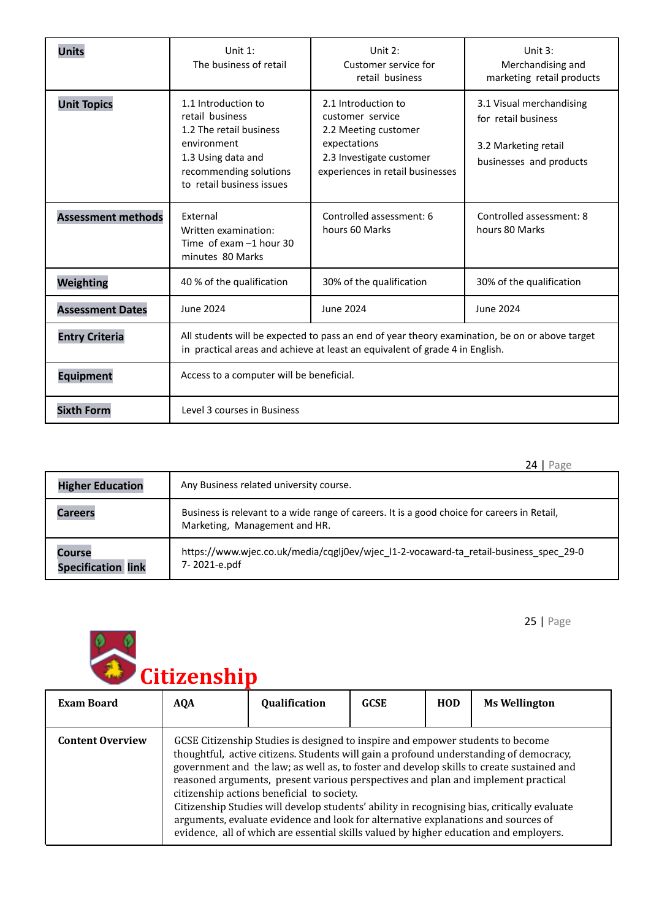| Units | Unit 1: The business of retail | Unit 2: Customer service for retail business | Unit 3: Merchandising and marketing retail products |
|---|---|---|---|
| Unit Topics | 1.1 Introduction to retail business<br>1.2 The retail business environment<br>1.3 Using data and recommending solutions to retail business issues | 2.1 Introduction to customer service<br>2.2 Meeting customer expectations<br>2.3 Investigate customer experiences in retail businesses | 3.1 Visual merchandising for retail business<br><br>3.2 Marketing retail businesses and products |
| Assessment methods | External Written examination: Time of exam –1 hour 30 minutes 80 Marks | Controlled assessment: 6 hours 60 Marks | Controlled assessment: 8 hours 80 Marks |
| Weighting | 40 % of the qualification | 30% of the qualification | 30% of the qualification |
| Assessment Dates | June 2024 | June 2024 | June 2024 |
| Entry Criteria | All students will be expected to pass an end of year theory examination, be on or above target in practical areas and achieve at least an equivalent of grade 4 in English. | | |
| Equipment | Access to a computer will be beneficial. | | |
| Sixth Form | Level 3 courses in Business | | |
| Higher Education | Any Business related university course. | | |
| Careers | Business is relevant to a wide range of careers. It is a good choice for careers in Retail, Marketing, Management and HR. | | |
| Course Specification link | https://www.wjec.co.uk/media/cqglj0ev/wjec_l1-2-vocaward-ta_retail-business_spec_29-07-2021-e.pdf | | |

# Citizenship

| Exam Board | AQA | Qualification | GCSE | HOD | Ms Wellington |
|---|---|---|---|---|---|
| Content Overview | GCSE Citizenship Studies is designed to inspire and empower students to become thoughtful, active citizens. Students will gain a profound understanding of democracy, government and the law; as well as, to foster and develop skills to create sustained and reasoned arguments, present various perspectives and plan and implement practical citizenship actions beneficial to society.<br>Citizenship Studies will develop students' ability in recognising bias, critically evaluate arguments, evaluate evidence and look for alternative explanations and sources of evidence, all of which are essential skills valued by higher education and employers. | | | | |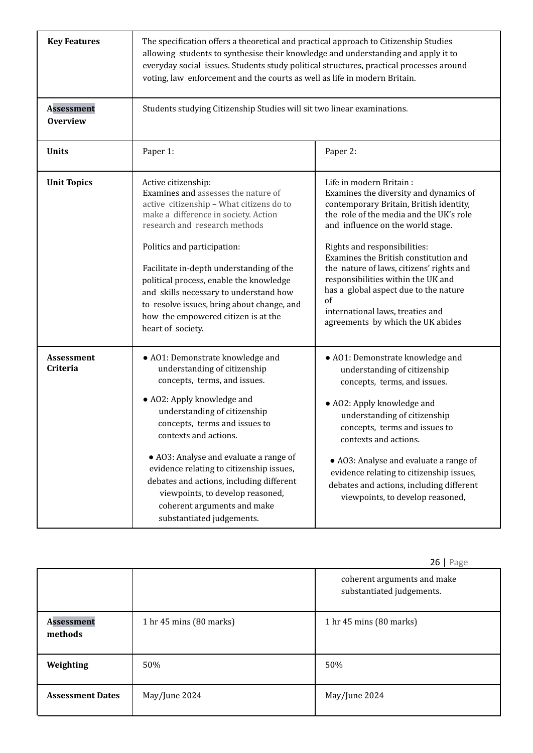| Key Features | The specification offers a theoretical and practical approach to Citizenship Studies allowing students to synthesise their knowledge and understanding and apply it to everyday social issues. Students study political structures, practical processes around voting, law enforcement and the courts as well as life in modern Britain. | |
|---|---|---|
| Assessment Overview | Students studying Citizenship Studies will sit two linear examinations. | |
| Units | Paper 1: | Paper 2: |
| Unit Topics | Active citizenship:<br>Examines and assesses the nature of active citizenship – What citizens do to make a difference in society. Action research and research methods<br><br>Politics and participation:<br><br>Facilitate in-depth understanding of the political process, enable the knowledge and skills necessary to understand how to resolve issues, bring about change, and how the empowered citizen is at the heart of society. | Life in modern Britain :<br>Examines the diversity and dynamics of contemporary Britain, British identity, the role of the media and the UK's role and influence on the world stage.<br><br>Rights and responsibilities:<br>Examines the British constitution and the nature of laws, citizens' rights and responsibilities within the UK and has a global aspect due to the nature of international laws, treaties and agreements by which the UK abides |
| Assessment Criteria | ● AO1: Demonstrate knowledge and understanding of citizenship concepts, terms, and issues.<br>● AO2: Apply knowledge and understanding of citizenship concepts, terms and issues to contexts and actions.<br>● AO3: Analyse and evaluate a range of evidence relating to citizenship issues, debates and actions, including different viewpoints, to develop reasoned, coherent arguments and make substantiated judgements. | ● AO1: Demonstrate knowledge and understanding of citizenship concepts, terms, and issues.<br>● AO2: Apply knowledge and understanding of citizenship concepts, terms and issues to contexts and actions.<br>● AO3: Analyse and evaluate a range of evidence relating to citizenship issues, debates and actions, including different viewpoints, to develop reasoned, coherent arguments and make substantiated judgements. |
| Assessment methods | 1 hr 45 mins (80 marks) | 1 hr 45 mins (80 marks) |
| Weighting | 50% | 50% |
| Assessment Dates | May/June 2024 | May/June 2024 |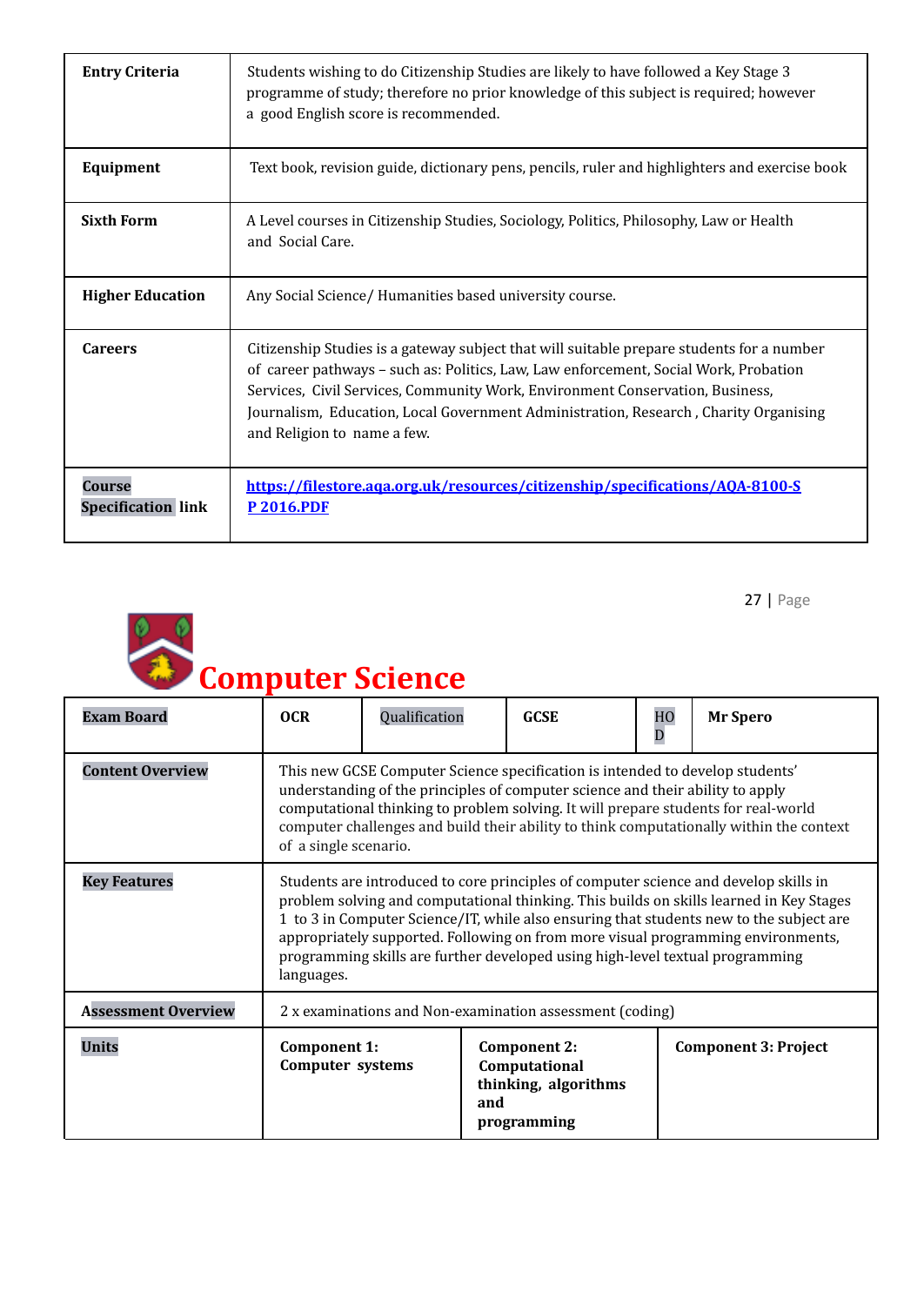| | |
|---|---|
| **Entry Criteria** | Students wishing to do Citizenship Studies are likely to have followed a Key Stage 3 programme of study; therefore no prior knowledge of this subject is required; however a good English score is recommended. |
| **Equipment** | Text book, revision guide, dictionary pens, pencils, ruler and highlighters and exercise book |
| **Sixth Form** | A Level courses in Citizenship Studies, Sociology, Politics, Philosophy, Law or Health and Social Care. |
| **Higher Education** | Any Social Science/ Humanities based university course. |
| **Careers** | Citizenship Studies is a gateway subject that will suitable prepare students for a number of career pathways – such as: Politics, Law, Law enforcement, Social Work, Probation Services, Civil Services, Community Work, Environment Conservation, Business, Journalism, Education, Local Government Administration, Research , Charity Organising and Religion to name a few. |
| **Course Specification link** | [https://filestore.aqa.org.uk/resources/citizenship/specifications/AQA-8100-SP 2016.PDF](https://filestore.aqa.org.uk/resources/citizenship/specifications/AQA-8100-SP-2016.PDF) |

# Computer Science

| **Exam Board** | **OCR** | Qualification | **GCSE** | HOD | **Mr Spero** |
|---|---|---|---|---|---|
| **Content Overview** | This new GCSE Computer Science specification is intended to develop students' understanding of the principles of computer science and their ability to apply computational thinking to problem solving. It will prepare students for real-world computer challenges and build their ability to think computationally within the context of a single scenario. | | | | |
| **Key Features** | Students are introduced to core principles of computer science and develop skills in problem solving and computational thinking. This builds on skills learned in Key Stages 1 to 3 in Computer Science/IT, while also ensuring that students new to the subject are appropriately supported. Following on from more visual programming environments, programming skills are further developed using high-level textual programming languages. | | | | |
| **Assessment Overview** | 2 x examinations and Non-examination assessment (coding) | | | | |
| **Units** | **Component 1: Computer systems** | **Component 2: Computational thinking, algorithms and programming** | **Component 3: Project** | | |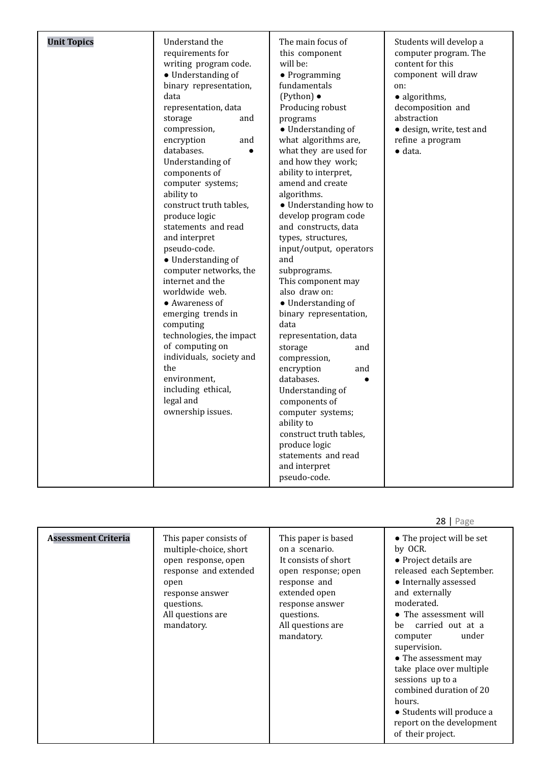| Unit Topics | Understand the requirements for writing program code. ● Understanding of binary representation, data representation, data storage and compression, encryption and databases. ● Understanding of components of computer systems; ability to construct truth tables, produce logic statements and read and interpret pseudo-code. ● Understanding of computer networks, the internet and the worldwide web. ● Awareness of emerging trends in computing technologies, the impact of computing on individuals, society and the environment, including ethical, legal and ownership issues. | The main focus of this component will be: ● Programming fundamentals (Python) ● Producing robust programs ● Understanding of what algorithms are, what they are used for and how they work; ability to interpret, amend and create algorithms. ● Understanding how to develop program code and constructs, data types, structures, input/output, operators and subprograms. This component may also draw on: ● Understanding of binary representation, data representation, data storage and compression, encryption and databases. ● Understanding of components of computer systems; ability to construct truth tables, produce logic statements and read and interpret pseudo-code. | Students will develop a computer program. The content for this component will draw on: ● algorithms, decomposition and abstraction ● design, write, test and refine a program ● data. |
|---|---|---|---|
| Assessment Criteria | This paper consists of multiple-choice, short open response, open response and extended open response answer questions. All questions are mandatory. | This paper is based on a scenario. It consists of short open response; open response and extended open response answer questions. All questions are mandatory. | ● The project will be set by OCR. ● Project details are released each September. ● Internally assessed and externally moderated. ● The assessment will be carried out at a computer under supervision. ● The assessment may take place over multiple sessions up to a combined duration of 20 hours. ● Students will produce a report on the development of their project. |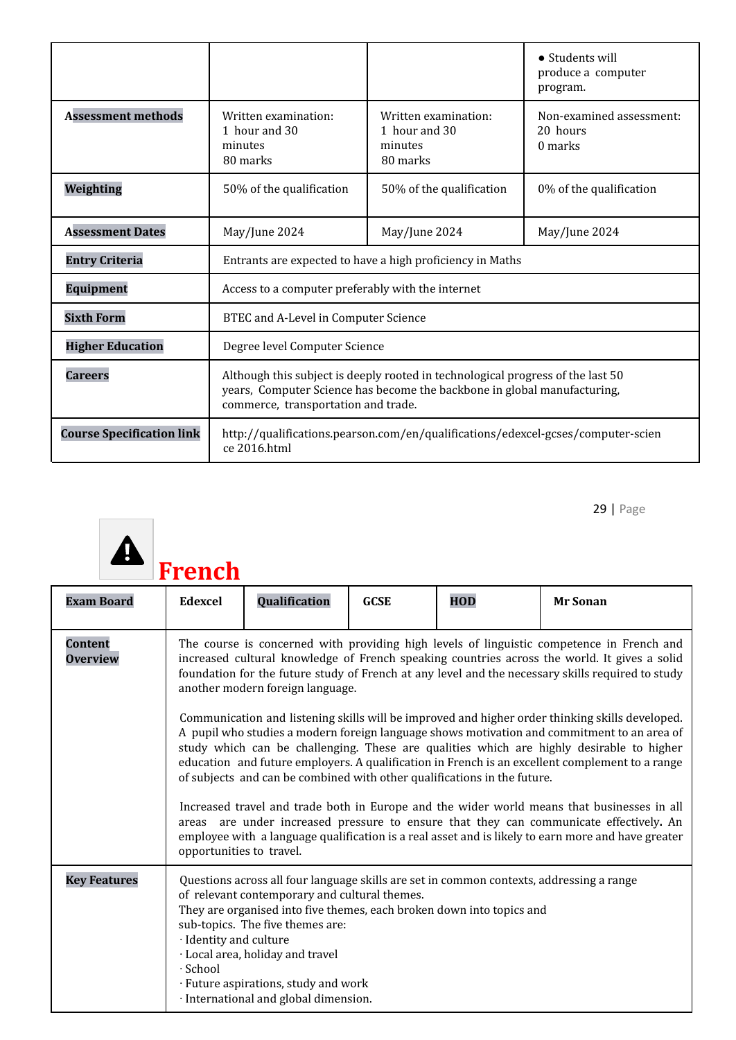| | | | • Students will produce a computer program. |
|---|---|---|---|
| **Assessment methods** | Written examination: 1 hour and 30 minutes 80 marks | Written examination: 1 hour and 30 minutes 80 marks | Non-examined assessment: 20 hours 0 marks |
| **Weighting** | 50% of the qualification | 50% of the qualification | 0% of the qualification |
| **Assessment Dates** | May/June 2024 | May/June 2024 | May/June 2024 |
| **Entry Criteria** | Entrants are expected to have a high proficiency in Maths | | |
| **Equipment** | Access to a computer preferably with the internet | | |
| **Sixth Form** | BTEC and A-Level in Computer Science | | |
| **Higher Education** | Degree level Computer Science | | |
| **Careers** | Although this subject is deeply rooted in technological progress of the last 50 years, Computer Science has become the backbone in global manufacturing, commerce, transportation and trade. | | |
| **Course Specification link** | http://qualifications.pearson.com/en/qualifications/edexcel-gcses/computer-science 2016.html | | |

# French

| **Exam Board** | **Edexcel** | **Qualification** | **GCSE** | **HOD** | **Mr Sonan** |
|---|---|---|---|---|---|
| **Content Overview** | The course is concerned with providing high levels of linguistic competence in French and increased cultural knowledge of French speaking countries across the world. It gives a solid foundation for the future study of French at any level and the necessary skills required to study another modern foreign language.<br><br>Communication and listening skills will be improved and higher order thinking skills developed. A pupil who studies a modern foreign language shows motivation and commitment to an area of study which can be challenging. These are qualities which are highly desirable to higher education and future employers. A qualification in French is an excellent complement to a range of subjects and can be combined with other qualifications in the future.<br><br>Increased travel and trade both in Europe and the wider world means that businesses in all areas are under increased pressure to ensure that they can communicate effectively. An employee with a language qualification is a real asset and is likely to earn more and have greater opportunities to travel. | | | | |
| **Key Features** | Questions across all four language skills are set in common contexts, addressing a range of relevant contemporary and cultural themes.<br>They are organised into five themes, each broken down into topics and sub-topics. The five themes are:<br>· Identity and culture<br>· Local area, holiday and travel<br>· School<br>· Future aspirations, study and work<br>· International and global dimension. | | | | |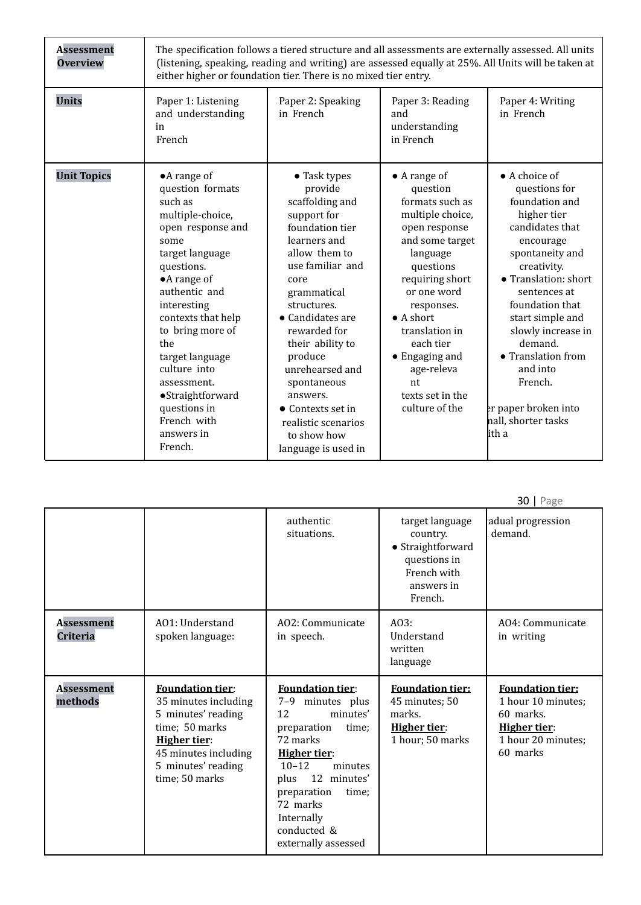| Assessment Overview | The specification follows a tiered structure and all assessments are externally assessed. All units (listening, speaking, reading and writing) are assessed equally at 25%. All Units will be taken at either higher or foundation tier. There is no mixed tier entry. | | | |
|---|---|---|---|---|
| **Units** | Paper 1: Listening and understanding in French | Paper 2: Speaking in French | Paper 3: Reading and understanding in French | Paper 4: Writing in French |
| **Unit Topics** | ●A range of question formats such as multiple-choice, open response and some target language questions.<br>●A range of authentic and interesting contexts that help to bring more of the target language culture into assessment.<br>●Straightforward questions in French with answers in French. | ● Task types provide scaffolding and support for foundation tier learners and allow them to use familiar and core grammatical structures.<br>● Candidates are rewarded for their ability to produce unrehearsed and spontaneous answers.<br>● Contexts set in realistic scenarios to show how language is used in authentic situations. | ● A range of question formats such as multiple choice, open response and some target language questions requiring short or one word responses.<br>● A short translation in each tier<br>● Engaging and age-relevant texts set in the culture of the target language country.<br>● Straightforward questions in French with answers in French. | ● A choice of questions for foundation and higher tier candidates that encourage spontaneity and creativity.<br>● Translation: short sentences at foundation that start simple and slowly increase in demand.<br>● Translation from and into French.<br><br>er paper broken into nall, shorter tasks ith a adual progression demand. |
| **Assessment Criteria** | AO1: Understand spoken language: | AO2: Communicate in speech. | AO3: Understand written language | AO4: Communicate in writing |
| **Assessment methods** | **Foundation tier**:<br>35 minutes including 5 minutes' reading time; 50 marks<br>**Higher tier**:<br>45 minutes including 5 minutes' reading time; 50 marks | **Foundation tier**:<br>7–9 minutes plus 12 minutes' preparation time; 72 marks<br>**Higher tier**:<br>10–12 minutes plus 12 minutes' preparation time; 72 marks<br>Internally conducted & externally assessed | **Foundation tier:**<br>45 minutes; 50 marks.<br>**Higher tier**:<br>1 hour; 50 marks | **Foundation tier:**<br>1 hour 10 minutes; 60 marks.<br>**Higher tier**:<br>1 hour 20 minutes; 60 marks |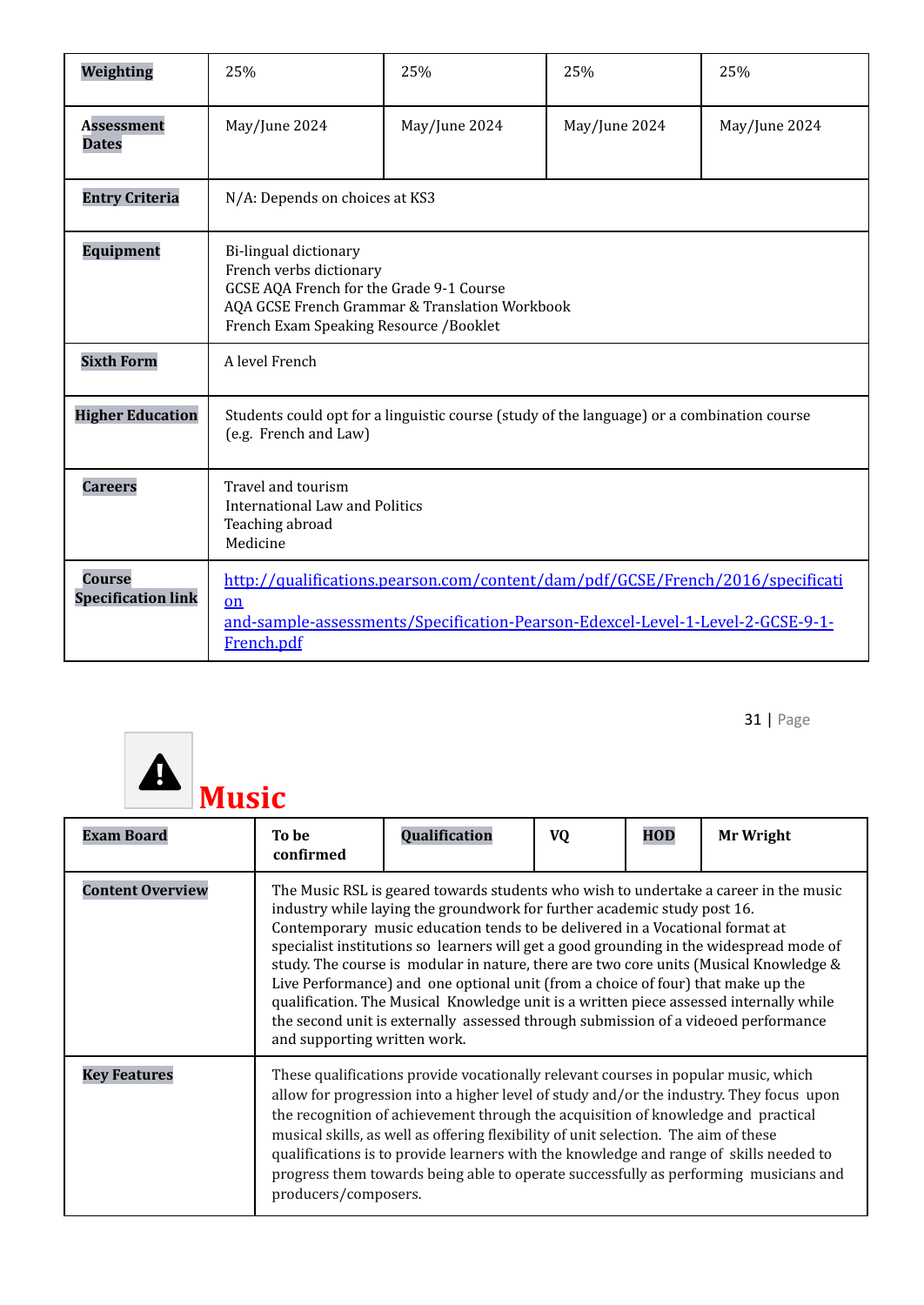| Weighting | 25% | 25% | 25% | 25% |
|---|---|---|---|---|
| Assessment Dates | May/June 2024 | May/June 2024 | May/June 2024 | May/June 2024 |
| Entry Criteria | N/A: Depends on choices at KS3 | | | |
| Equipment | Bi-lingual dictionary<br>French verbs dictionary<br>GCSE AQA French for the Grade 9-1 Course<br>AQA GCSE French Grammar & Translation Workbook<br>French Exam Speaking Resource /Booklet | | | |
| Sixth Form | A level French | | | |
| Higher Education | Students could opt for a linguistic course (study of the language) or a combination course (e.g. French and Law) | | | |
| Careers | Travel and tourism<br>International Law and Politics<br>Teaching abroad<br>Medicine | | | |
| Course Specification link | http://qualifications.pearson.com/content/dam/pdf/GCSE/French/2016/specification and-sample-assessments/Specification-Pearson-Edexcel-Level-1-Level-2-GCSE-9-1-French.pdf | | | |

# Music

| Exam Board | To be confirmed | Qualification | VQ | HOD | Mr Wright |
|---|---|---|---|---|---|
| Content Overview | The Music RSL is geared towards students who wish to undertake a career in the music industry while laying the groundwork for further academic study post 16. Contemporary music education tends to be delivered in a Vocational format at specialist institutions so learners will get a good grounding in the widespread mode of study. The course is modular in nature, there are two core units (Musical Knowledge & Live Performance) and one optional unit (from a choice of four) that make up the qualification. The Musical Knowledge unit is a written piece assessed internally while the second unit is externally assessed through submission of a videoed performance and supporting written work. | | | | |
| Key Features | These qualifications provide vocationally relevant courses in popular music, which allow for progression into a higher level of study and/or the industry. They focus upon the recognition of achievement through the acquisition of knowledge and practical musical skills, as well as offering flexibility of unit selection. The aim of these qualifications is to provide learners with the knowledge and range of skills needed to progress them towards being able to operate successfully as performing musicians and producers/composers. | | | | |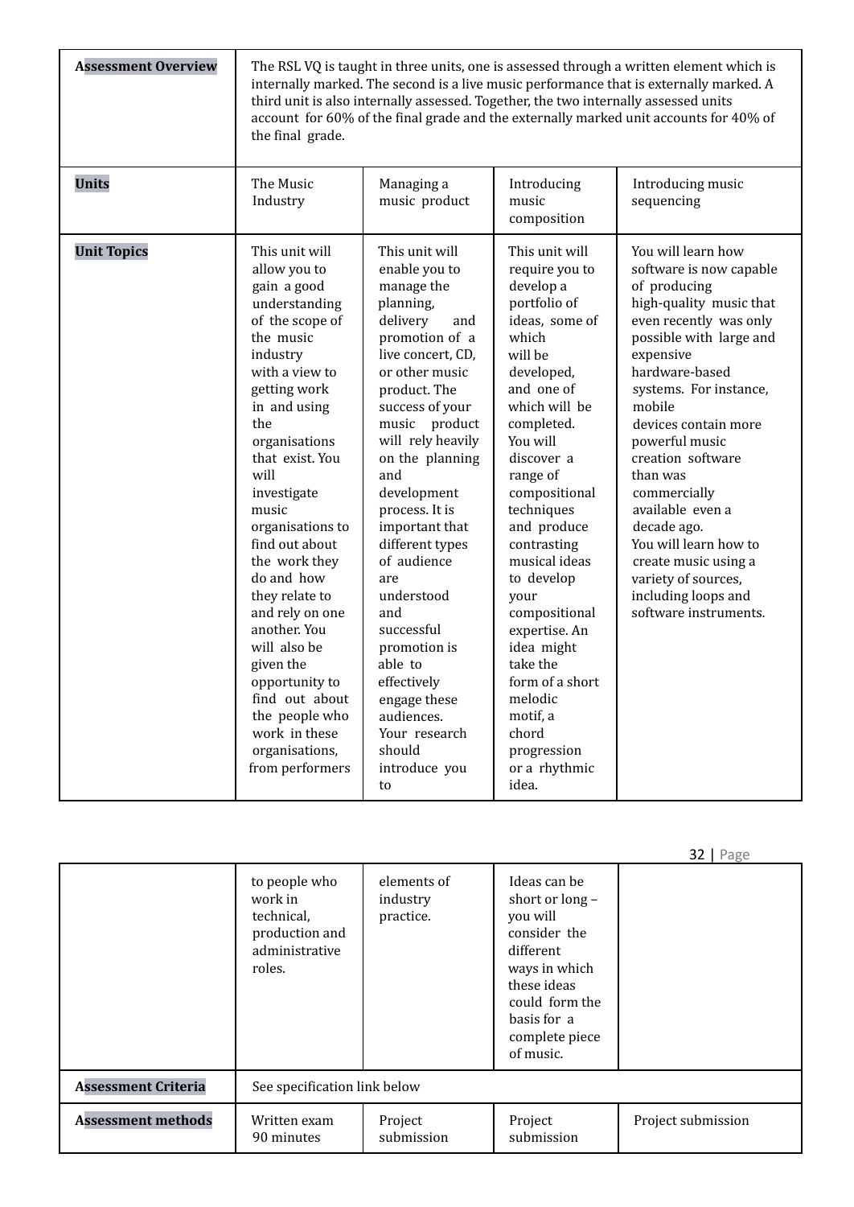| **Assessment Overview** | The RSL VQ is taught in three units, one is assessed through a written element which is internally marked. The second is a live music performance that is externally marked. A third unit is also internally assessed. Together, the two internally assessed units account for 60% of the final grade and the externally marked unit accounts for 40% of the final grade. | | | |
|---|---|---|---|---|
| **Units** | The Music Industry | Managing a music product | Introducing music composition | Introducing music sequencing |
| **Unit Topics** | This unit will allow you to gain a good understanding of the scope of the music industry with a view to getting work in and using the organisations that exist. You will investigate music organisations to find out about the work they do and how they relate to and rely on one another. You will also be given the opportunity to find out about the people who work in these organisations, from performers to people who work in technical, production and administrative roles. | This unit will enable you to manage the planning, delivery and promotion of a live concert, CD, or other music product. The success of your music product will rely heavily on the planning and development process. It is important that different types of audience are understood and successful promotion is able to effectively engage these audiences. Your research should introduce you to elements of industry practice. | This unit will require you to develop a portfolio of ideas, some of which will be developed, and one of which will be completed. You will discover a range of compositional techniques and produce contrasting musical ideas to develop your compositional expertise. An idea might take the form of a short melodic motif, a chord progression or a rhythmic idea. Ideas can be short or long – you will consider the different ways in which these ideas could form the basis for a complete piece of music. | You will learn how software is now capable of producing high-quality music that even recently was only possible with large and expensive hardware-based systems. For instance, mobile devices contain more powerful music creation software than was commercially available even a decade ago. You will learn how to create music using a variety of sources, including loops and software instruments. |
| **Assessment Criteria** | See specification link below | | | |
| **Assessment methods** | Written exam 90 minutes | Project submission | Project submission | Project submission |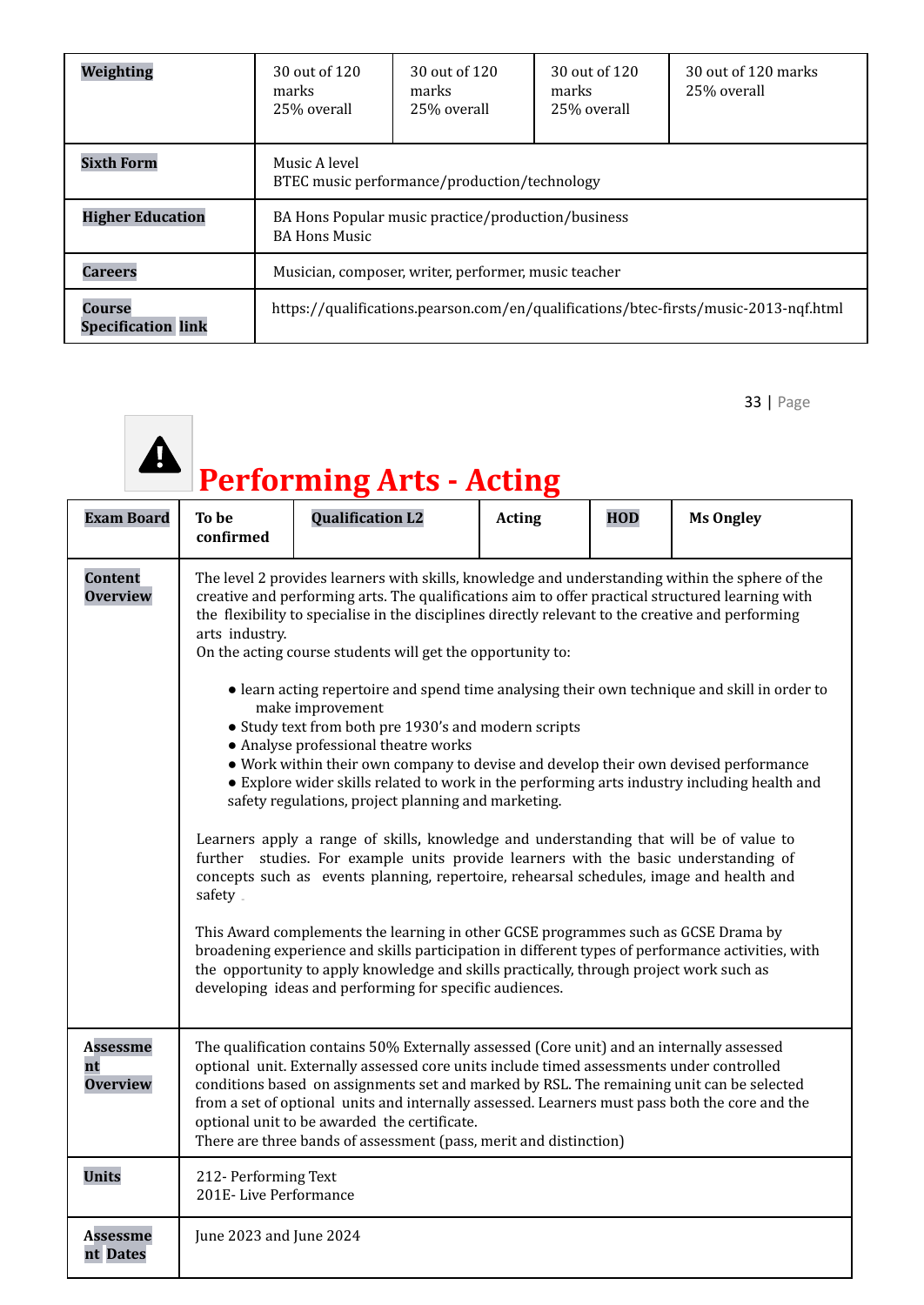| Weighting | 30 out of 120 marks 25% overall | 30 out of 120 marks 25% overall | 30 out of 120 marks 25% overall | 30 out of 120 marks 25% overall |
|---|---|---|---|---|
| Sixth Form | Music A level<br>BTEC music performance/production/technology | | | |
| Higher Education | BA Hons Popular music practice/production/business<br>BA Hons Music | | | |
| Careers | Musician, composer, writer, performer, music teacher | | | |
| Course Specification link | https://qualifications.pearson.com/en/qualifications/btec-firsts/music-2013-nqf.html | | | |

# Performing Arts - Acting

| Exam Board | To be confirmed | Qualification L2 | Acting | HOD | Ms Ongley |
|---|---|---|---|---|---|
| Content Overview | The level 2 provides learners with skills, knowledge and understanding within the sphere of the creative and performing arts. The qualifications aim to offer practical structured learning with the flexibility to specialise in the disciplines directly relevant to the creative and performing arts industry.<br>On the acting course students will get the opportunity to:<br>● learn acting repertoire and spend time analysing their own technique and skill in order to make improvement<br>● Study text from both pre 1930's and modern scripts<br>● Analyse professional theatre works<br>● Work within their own company to devise and develop their own devised performance<br>● Explore wider skills related to work in the performing arts industry including health and safety regulations, project planning and marketing.<br><br>Learners apply a range of skills, knowledge and understanding that will be of value to further studies. For example units provide learners with the basic understanding of concepts such as events planning, repertoire, rehearsal schedules, image and health and safety<br><br>This Award complements the learning in other GCSE programmes such as GCSE Drama by broadening experience and skills participation in different types of performance activities, with the opportunity to apply knowledge and skills practically, through project work such as developing ideas and performing for specific audiences. | | | | |
| Assessment Overview | The qualification contains 50% Externally assessed (Core unit) and an internally assessed optional unit. Externally assessed core units include timed assessments under controlled conditions based on assignments set and marked by RSL. The remaining unit can be selected from a set of optional units and internally assessed. Learners must pass both the core and the optional unit to be awarded the certificate.<br>There are three bands of assessment (pass, merit and distinction) | | | | |
| Units | 212- Performing Text<br>201E- Live Performance | | | | |
| Assessment Dates | June 2023 and June 2024 | | | | |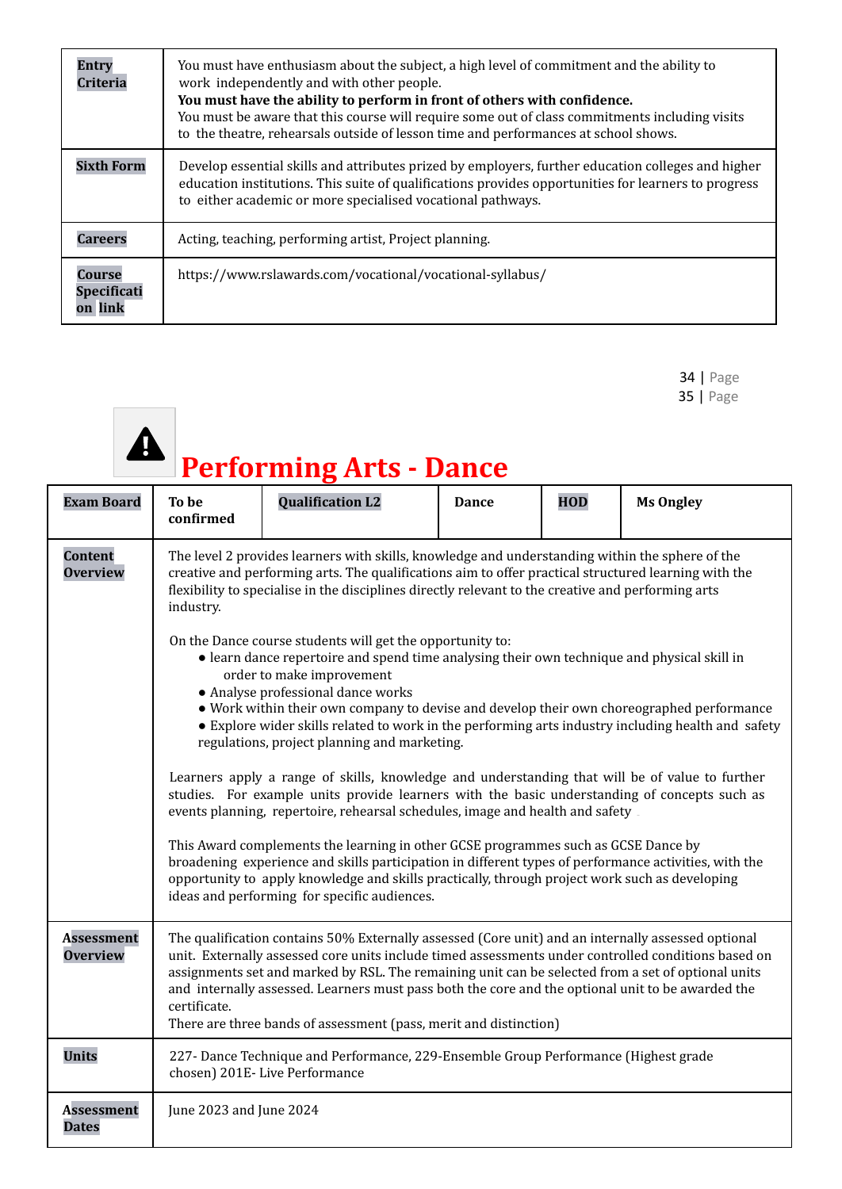| Entry Criteria | You must have enthusiasm about the subject, a high level of commitment and the ability to work independently and with other people. **You must have the ability to perform in front of others with confidence.** You must be aware that this course will require some out of class commitments including visits to the theatre, rehearsals outside of lesson time and performances at school shows. |
|---|---|
| Sixth Form | Develop essential skills and attributes prized by employers, further education colleges and higher education institutions. This suite of qualifications provides opportunities for learners to progress to either academic or more specialised vocational pathways. |
| Careers | Acting, teaching, performing artist, Project planning. |
| Course Specification link | https://www.rslawards.com/vocational/vocational-syllabus/ |

# Performing Arts - Dance

| Exam Board | To be confirmed | Qualification L2 | Dance | HOD | Ms Ongley |
|---|---|---|---|---|---|
| Content Overview | The level 2 provides learners with skills, knowledge and understanding within the sphere of the creative and performing arts. The qualifications aim to offer practical structured learning with the flexibility to specialise in the disciplines directly relevant to the creative and performing arts industry.<br><br>On the Dance course students will get the opportunity to:<br>● learn dance repertoire and spend time analysing their own technique and physical skill in order to make improvement<br>● Analyse professional dance works<br>● Work within their own company to devise and develop their own choreographed performance<br>● Explore wider skills related to work in the performing arts industry including health and safety regulations, project planning and marketing.<br><br>Learners apply a range of skills, knowledge and understanding that will be of value to further studies. For example units provide learners with the basic understanding of concepts such as events planning, repertoire, rehearsal schedules, image and health and safety<br><br>This Award complements the learning in other GCSE programmes such as GCSE Dance by broadening experience and skills participation in different types of performance activities, with the opportunity to apply knowledge and skills practically, through project work such as developing ideas and performing for specific audiences. | | | | |
| Assessment Overview | The qualification contains 50% Externally assessed (Core unit) and an internally assessed optional unit. Externally assessed core units include timed assessments under controlled conditions based on assignments set and marked by RSL. The remaining unit can be selected from a set of optional units and internally assessed. Learners must pass both the core and the optional unit to be awarded the certificate.<br>There are three bands of assessment (pass, merit and distinction) | | | | |
| Units | 227- Dance Technique and Performance, 229-Ensemble Group Performance (Highest grade chosen) 201E- Live Performance | | | | |
| Assessment Dates | June 2023 and June 2024 | | | | |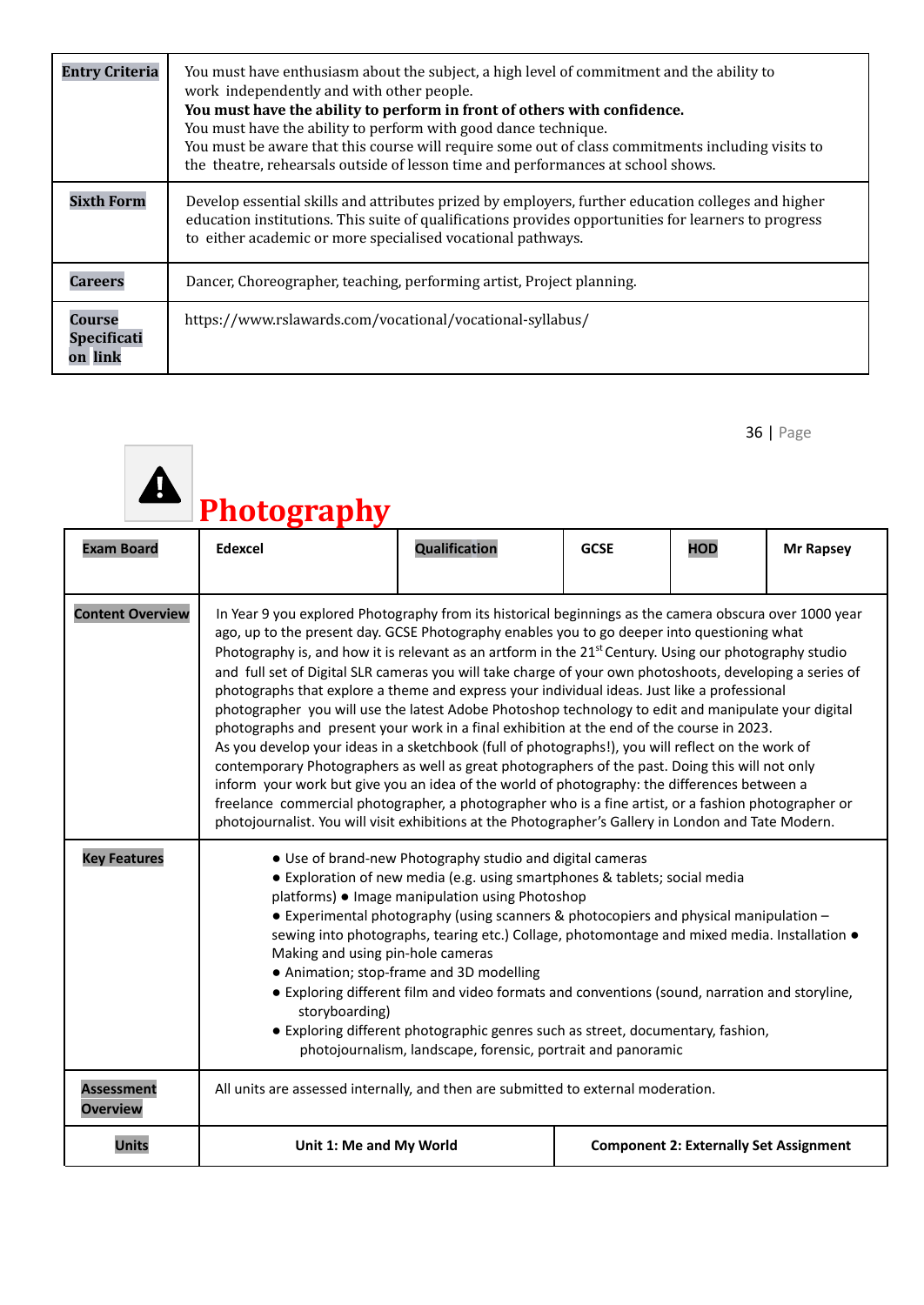| Entry Criteria | You must have enthusiasm about the subject, a high level of commitment and the ability to work independently and with other people. **You must have the ability to perform in front of others with confidence.** You must have the ability to perform with good dance technique. You must be aware that this course will require some out of class commitments including visits to the theatre, rehearsals outside of lesson time and performances at school shows. |
|---|---|
| Sixth Form | Develop essential skills and attributes prized by employers, further education colleges and higher education institutions. This suite of qualifications provides opportunities for learners to progress to either academic or more specialised vocational pathways. |
| Careers | Dancer, Choreographer, teaching, performing artist, Project planning. |
| Course Specification link | https://www.rslawards.com/vocational/vocational-syllabus/ |

# Photography

| Exam Board | Edexcel | Qualification | GCSE | HOD | Mr Rapsey |
|---|---|---|---|---|---|
| Content Overview | In Year 9 you explored Photography from its historical beginnings as the camera obscura over 1000 year ago, up to the present day. GCSE Photography enables you to go deeper into questioning what Photography is, and how it is relevant as an artform in the 21st Century. Using our photography studio and full set of Digital SLR cameras you will take charge of your own photoshoots, developing a series of photographs that explore a theme and express your individual ideas. Just like a professional photographer you will use the latest Adobe Photoshop technology to edit and manipulate your digital photographs and present your work in a final exhibition at the end of the course in 2023. As you develop your ideas in a sketchbook (full of photographs!), you will reflect on the work of contemporary Photographers as well as great photographers of the past. Doing this will not only inform your work but give you an idea of the world of photography: the differences between a freelance commercial photographer, a photographer who is a fine artist, or a fashion photographer or photojournalist. You will visit exhibitions at the Photographer's Gallery in London and Tate Modern. | | | | |
| Key Features | ● Use of brand-new Photography studio and digital cameras<br>● Exploration of new media (e.g. using smartphones & tablets; social media platforms) ● Image manipulation using Photoshop<br>● Experimental photography (using scanners & photocopiers and physical manipulation – sewing into photographs, tearing etc.) Collage, photomontage and mixed media. Installation ● Making and using pin-hole cameras<br>● Animation; stop-frame and 3D modelling<br>● Exploring different film and video formats and conventions (sound, narration and storyline, storyboarding)<br>● Exploring different photographic genres such as street, documentary, fashion, photojournalism, landscape, forensic, portrait and panoramic | | | | |
| Assessment Overview | All units are assessed internally, and then are submitted to external moderation. | | | | |
| Units | **Unit 1: Me and My World** | | **Component 2: Externally Set Assignment** | | |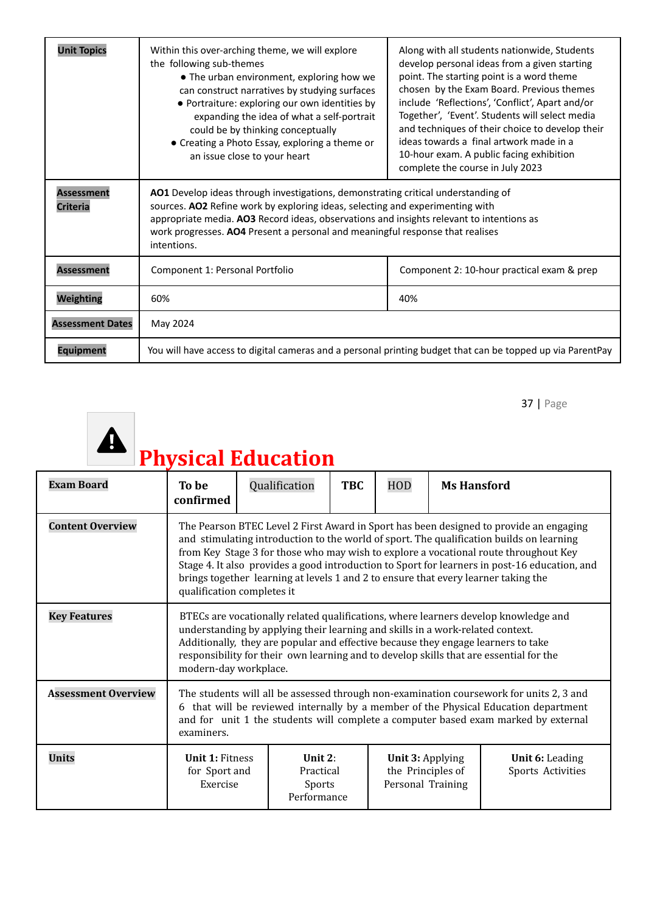| Unit Topics | Within this over-arching theme, we will explore the following sub-themes<br>● The urban environment, exploring how we can construct narratives by studying surfaces<br>● Portraiture: exploring our own identities by expanding the idea of what a self-portrait could be by thinking conceptually<br>● Creating a Photo Essay, exploring a theme or an issue close to your heart | Along with all students nationwide, Students develop personal ideas from a given starting point. The starting point is a word theme chosen by the Exam Board. Previous themes include 'Reflections', 'Conflict', Apart and/or Together', 'Event'. Students will select media and techniques of their choice to develop their ideas towards a final artwork made in a 10-hour exam. A public facing exhibition complete the course in July 2023 |
|---|---|---|
| Assessment Criteria | **AO1** Develop ideas through investigations, demonstrating critical understanding of sources. **AO2** Refine work by exploring ideas, selecting and experimenting with appropriate media. **AO3** Record ideas, observations and insights relevant to intentions as work progresses. **AO4** Present a personal and meaningful response that realises intentions. | |
| Assessment | Component 1: Personal Portfolio | Component 2: 10-hour practical exam & prep |
| Weighting | 60% | 40% |
| Assessment Dates | May 2024 | |
| Equipment | You will have access to digital cameras and a personal printing budget that can be topped up via ParentPay | |

# Physical Education

| Exam Board | To be confirmed | Qualification | TBC | HOD | Ms Hansford |
|---|---|---|---|---|---|
| Content Overview | The Pearson BTEC Level 2 First Award in Sport has been designed to provide an engaging and stimulating introduction to the world of sport. The qualification builds on learning from Key Stage 3 for those who may wish to explore a vocational route throughout Key Stage 4. It also provides a good introduction to Sport for learners in post-16 education, and brings together learning at levels 1 and 2 to ensure that every learner taking the qualification completes it | | | | |
| Key Features | BTECs are vocationally related qualifications, where learners develop knowledge and understanding by applying their learning and skills in a work-related context. Additionally, they are popular and effective because they engage learners to take responsibility for their own learning and to develop skills that are essential for the modern-day workplace. | | | | |
| Assessment Overview | The students will all be assessed through non-examination coursework for units 2, 3 and 6 that will be reviewed internally by a member of the Physical Education department and for unit 1 the students will complete a computer based exam marked by external examiners. | | | | |
| Units | **Unit 1:** Fitness for Sport and Exercise | **Unit 2:** Practical Sports Performance | **Unit 3:** Applying the Principles of Personal Training | **Unit 6:** Leading Sports Activities | |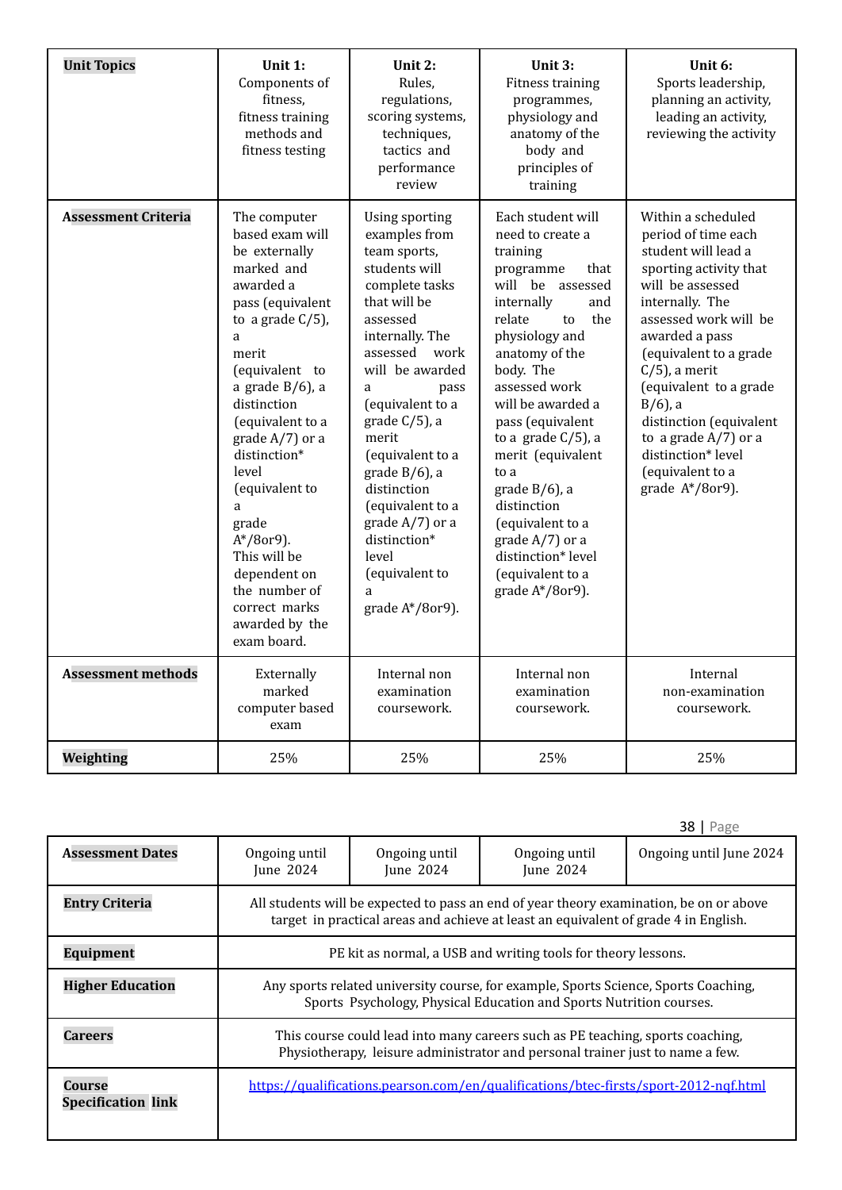| **Unit Topics** | **Unit 1:** Components of fitness, fitness training methods and fitness testing | **Unit 2:** Rules, regulations, scoring systems, techniques, tactics and performance review | **Unit 3:** Fitness training programmes, physiology and anatomy of the body and principles of training | **Unit 6:** Sports leadership, planning an activity, leading an activity, reviewing the activity |
|---|---|---|---|---|
| **Assessment Criteria** | The computer based exam will be externally marked and awarded a pass (equivalent to a grade C/5), a merit (equivalent to a grade B/6), a distinction (equivalent to a grade A/7) or a distinction* level (equivalent to a grade A*/8or9). This will be dependent on the number of correct marks awarded by the exam board. | Using sporting examples from team sports, students will complete tasks that will be assessed internally. The assessed work will be awarded a pass (equivalent to a grade C/5), a merit (equivalent to a grade B/6), a distinction (equivalent to a grade A/7) or a distinction* level (equivalent to a grade A*/8or9). | Each student will need to create a training programme that will be assessed internally and relate to the physiology and anatomy of the body. The assessed work will be awarded a pass (equivalent to a grade C/5), a merit (equivalent to a grade B/6), a distinction (equivalent to a grade A/7) or a distinction* level (equivalent to a grade A*/8or9). | Within a scheduled period of time each student will lead a sporting activity that will be assessed internally. The assessed work will be awarded a pass (equivalent to a grade C/5), a merit (equivalent to a grade B/6), a distinction (equivalent to a grade A/7) or a distinction* level (equivalent to a grade A*/8or9). |
| **Assessment methods** | Externally marked computer based exam | Internal non examination coursework. | Internal non examination coursework. | Internal non-examination coursework. |
| **Weighting** | 25% | 25% | 25% | 25% |
| **Assessment Dates** | Ongoing until June 2024 | Ongoing until June 2024 | Ongoing until June 2024 | Ongoing until June 2024 |
| **Entry Criteria** | All students will be expected to pass an end of year theory examination, be on or above target in practical areas and achieve at least an equivalent of grade 4 in English. | | | |
| **Equipment** | PE kit as normal, a USB and writing tools for theory lessons. | | | |
| **Higher Education** | Any sports related university course, for example, Sports Science, Sports Coaching, Sports Psychology, Physical Education and Sports Nutrition courses. | | | |
| **Careers** | This course could lead into many careers such as PE teaching, sports coaching, Physiotherapy, leisure administrator and personal trainer just to name a few. | | | |
| **Course Specification link** | https://qualifications.pearson.com/en/qualifications/btec-firsts/sport-2012-nqf.html | | | |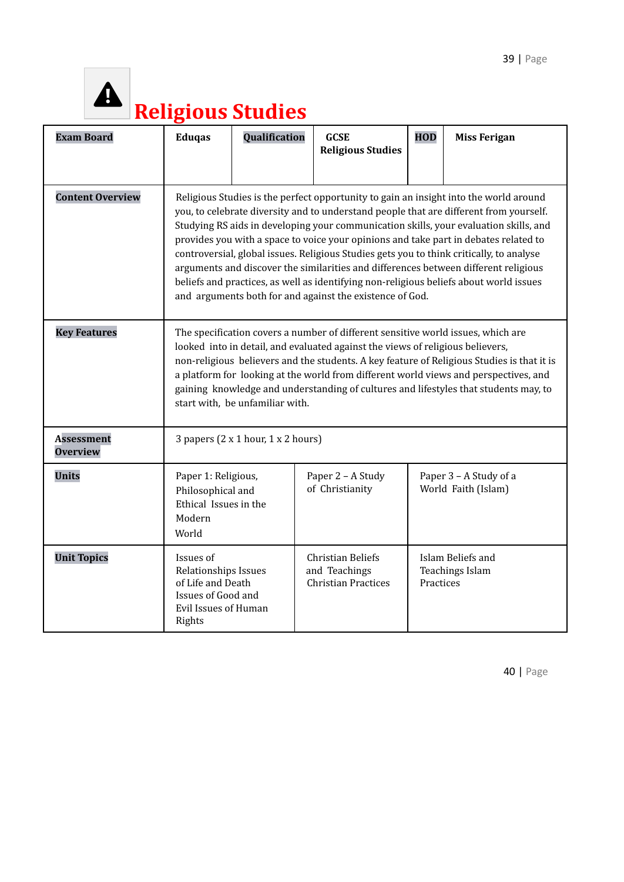# Religious Studies

| Exam Board | Eduqas | Qualification | GCSE Religious Studies | HOD | Miss Ferigan |
|---|---|---|---|---|---|
| Content Overview | Religious Studies is the perfect opportunity to gain an insight into the world around you, to celebrate diversity and to understand people that are different from yourself. Studying RS aids in developing your communication skills, your evaluation skills, and provides you with a space to voice your opinions and take part in debates related to controversial, global issues. Religious Studies gets you to think critically, to analyse arguments and discover the similarities and differences between different religious beliefs and practices, as well as identifying non-religious beliefs about world issues and arguments both for and against the existence of God. | | | | |
| Key Features | The specification covers a number of different sensitive world issues, which are looked into in detail, and evaluated against the views of religious believers, non-religious believers and the students. A key feature of Religious Studies is that it is a platform for looking at the world from different world views and perspectives, and gaining knowledge and understanding of cultures and lifestyles that students may, to start with, be unfamiliar with. | | | | |
| Assessment Overview | 3 papers (2 x 1 hour, 1 x 2 hours) | | | | |
| Units | Paper 1: Religious, Philosophical and Ethical Issues in the Modern World | | Paper 2 – A Study of Christianity | | Paper 3 – A Study of a World Faith (Islam) |
| Unit Topics | Issues of Relationships Issues of Life and Death Issues of Good and Evil Issues of Human Rights | | Christian Beliefs and Teachings Christian Practices | | Islam Beliefs and Teachings Islam Practices |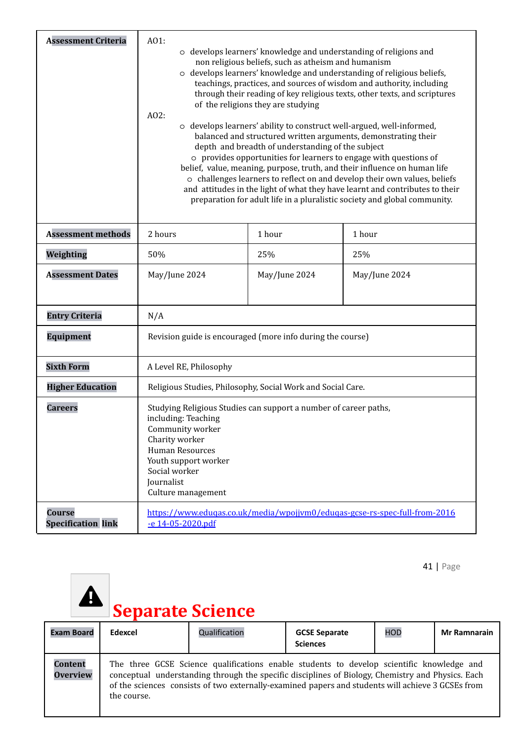| Assessment Criteria | AO1:<br>o develops learners' knowledge and understanding of religions and non religious beliefs, such as atheism and humanism<br>o develops learners' knowledge and understanding of religious beliefs, teachings, practices, and sources of wisdom and authority, including through their reading of key religious texts, other texts, and scriptures of the religions they are studying<br>AO2:<br>o develops learners' ability to construct well-argued, well-informed, balanced and structured written arguments, demonstrating their depth and breadth of understanding of the subject<br>o provides opportunities for learners to engage with questions of belief, value, meaning, purpose, truth, and their influence on human life<br>o challenges learners to reflect on and develop their own values, beliefs and attitudes in the light of what they have learnt and contributes to their preparation for adult life in a pluralistic society and global community. | | |
|---|---|---|---|
| Assessment methods | 2 hours | 1 hour | 1 hour |
| Weighting | 50% | 25% | 25% |
| Assessment Dates | May/June 2024 | May/June 2024 | May/June 2024 |
| Entry Criteria | N/A | | |
| Equipment | Revision guide is encouraged (more info during the course) | | |
| Sixth Form | A Level RE, Philosophy | | |
| Higher Education | Religious Studies, Philosophy, Social Work and Social Care. | | |
| Careers | Studying Religious Studies can support a number of career paths, including: Teaching<br>Community worker<br>Charity worker<br>Human Resources<br>Youth support worker<br>Social worker<br>Journalist<br>Culture management | | |
| Course Specification link | https://www.eduqas.co.uk/media/wpojjvm0/eduqas-gcse-rs-spec-full-from-2016-e 14-05-2020.pdf | | |

# Separate Science

| Exam Board | Edexcel | Qualification | GCSE Separate Sciences | HOD | Mr Ramnarain |
|---|---|---|---|---|---|
| Content Overview | The three GCSE Science qualifications enable students to develop scientific knowledge and conceptual understanding through the specific disciplines of Biology, Chemistry and Physics. Each of the sciences consists of two externally-examined papers and students will achieve 3 GCSEs from the course. | | | | |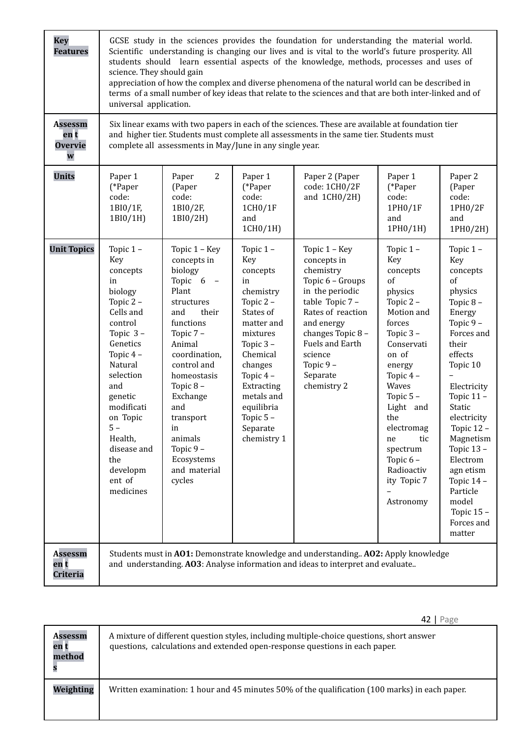| **Key Features** | GCSE study in the sciences provides the foundation for understanding the material world. Scientific understanding is changing our lives and is vital to the world's future prosperity. All students should learn essential aspects of the knowledge, methods, processes and uses of science. They should gain appreciation of how the complex and diverse phenomena of the natural world can be described in terms of a small number of key ideas that relate to the sciences and that are both inter-linked and of universal application. | | | | | |
|---|---|---|---|---|---|---|
| **Assessment Overview** | Six linear exams with two papers in each of the sciences. These are available at foundation tier and higher tier. Students must complete all assessments in the same tier. Students must complete all assessments in May/June in any single year. | | | | | |
| **Units** | Paper 1 (*Paper code: 1BI0/1F, 1BI0/1H) | Paper 2 (Paper code: 1BI0/2F, 1BI0/2H) | Paper 1 (*Paper code: 1CH0/1F and 1CH0/1H) | Paper 2 (Paper code: 1CH0/2F and 1CH0/2H) | Paper 1 (*Paper code: 1PH0/1F and 1PH0/1H) | Paper 2 (Paper code: 1PH0/2F and 1PH0/2H) |
| **Unit Topics** | Topic 1 – Key concepts in biology Topic 2 – Cells and control Topic 3 – Genetics Topic 4 – Natural selection and genetic modification Topic 5 – Health, disease and the development of medicines | Topic 1 – Key concepts in biology Topic 6 – Plant structures and their functions Topic 7 – Animal coordination, control and homeostasis Topic 8 – Exchange and transport in animals Topic 9 – Ecosystems and material cycles | Topic 1 – Key concepts in chemistry Topic 2 – States of matter and mixtures Topic 3 – Chemical changes Topic 4 – Extracting metals and equilibria Topic 5 – Separate chemistry 1 | Topic 1 – Key concepts in chemistry Topic 6 – Groups in the periodic table Topic 7 – Rates of reaction and energy changes Topic 8 – Fuels and Earth science Topic 9 – Separate chemistry 2 | Topic 1 – Key concepts of physics Topic 2 – Motion and forces Topic 3 – Conservation of energy Topic 4 – Waves Topic 5 – Light and the electromagnetic spectrum Topic 6 – Radioactivity Topic 7 – Astronomy | Topic 1 – Key concepts of physics Topic 8 – Energy Topic 9 – Forces and their effects Topic 10 – Electricity Topic 11 – Static electricity Topic 12 – Magnetism Topic 13 – Electromagnetism Topic 14 – Particle model Topic 15 – Forces and matter |
| **Assessment Criteria** | Students must in **AO1:** Demonstrate knowledge and understanding.. **AO2:** Apply knowledge and understanding. **AO3**: Analyse information and ideas to interpret and evaluate.. | | | | | |

| **Assessment methods** | A mixture of different question styles, including multiple-choice questions, short answer questions, calculations and extended open-response questions in each paper. |
|---|---|
| **Weighting** | Written examination: 1 hour and 45 minutes 50% of the qualification (100 marks) in each paper. |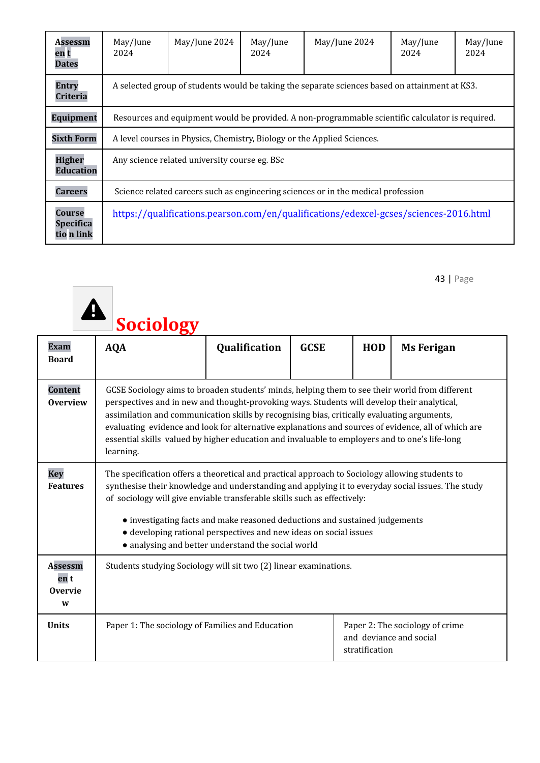| Assessment Dates | May/June 2024 | May/June 2024 | May/June 2024 | May/June 2024 | May/June 2024 | May/June 2024 |
|---|---|---|---|---|---|---|
| Entry Criteria | A selected group of students would be taking the separate sciences based on attainment at KS3. | | | | | |
| Equipment | Resources and equipment would be provided. A non-programmable scientific calculator is required. | | | | | |
| Sixth Form | A level courses in Physics, Chemistry, Biology or the Applied Sciences. | | | | | |
| Higher Education | Any science related university course eg. BSc | | | | | |
| Careers | Science related careers such as engineering sciences or in the medical profession | | | | | |
| Course Specification link | https://qualifications.pearson.com/en/qualifications/edexcel-gcses/sciences-2016.html | | | | | |

# Sociology

| Exam Board | AQA | Qualification | GCSE | HOD | Ms Ferigan |
|---|---|---|---|---|---|
| Content Overview | GCSE Sociology aims to broaden students' minds, helping them to see their world from different perspectives and in new and thought-provoking ways. Students will develop their analytical, assimilation and communication skills by recognising bias, critically evaluating arguments, evaluating evidence and look for alternative explanations and sources of evidence, all of which are essential skills valued by higher education and invaluable to employers and to one's life-long learning. | | | | |
| Key Features | The specification offers a theoretical and practical approach to Sociology allowing students to synthesise their knowledge and understanding and applying it to everyday social issues. The study of sociology will give enviable transferable skills such as effectively:<br>● investigating facts and make reasoned deductions and sustained judgements<br>● developing rational perspectives and new ideas on social issues<br>● analysing and better understand the social world | | | | |
| Assessment Overview | Students studying Sociology will sit two (2) linear examinations. | | | | |
| Units | Paper 1: The sociology of Families and Education | | Paper 2: The sociology of crime and deviance and social stratification | | |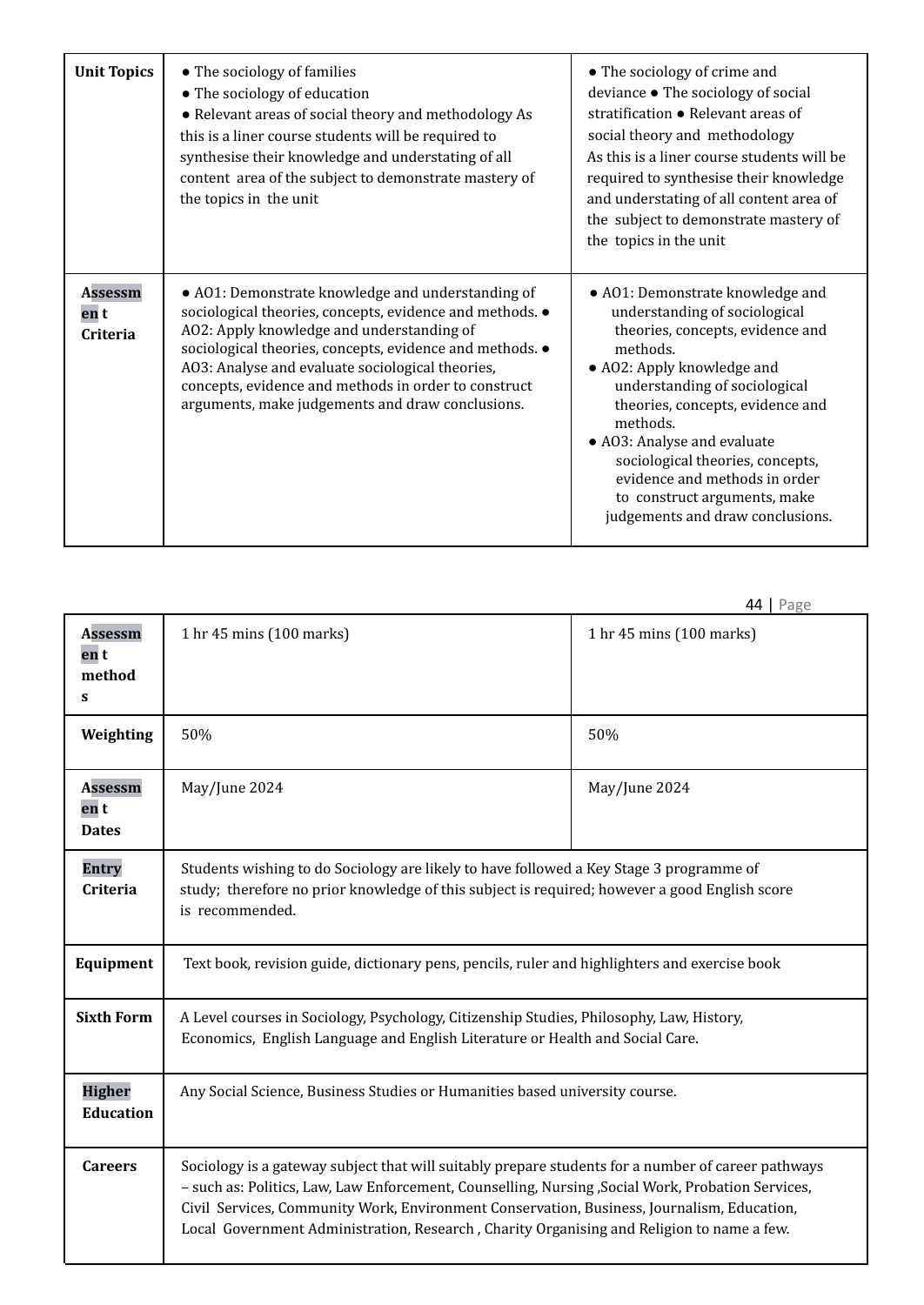| Unit Topics | ● The sociology of families ● The sociology of education ● Relevant areas of social theory and methodology As this is a liner course students will be required to synthesise their knowledge and understating of all content area of the subject to demonstrate mastery of the topics in the unit | ● The sociology of crime and deviance ● The sociology of social stratification ● Relevant areas of social theory and methodology As this is a liner course students will be required to synthesise their knowledge and understating of all content area of the subject to demonstrate mastery of the topics in the unit |
|---|---|---|
| Assessment Criteria | ● AO1: Demonstrate knowledge and understanding of sociological theories, concepts, evidence and methods. ● AO2: Apply knowledge and understanding of sociological theories, concepts, evidence and methods. ● AO3: Analyse and evaluate sociological theories, concepts, evidence and methods in order to construct arguments, make judgements and draw conclusions. | ● AO1: Demonstrate knowledge and understanding of sociological theories, concepts, evidence and methods. ● AO2: Apply knowledge and understanding of sociological theories, concepts, evidence and methods. ● AO3: Analyse and evaluate sociological theories, concepts, evidence and methods in order to construct arguments, make judgements and draw conclusions. |
| Assessment methods | 1 hr 45 mins (100 marks) | 1 hr 45 mins (100 marks) |
| Weighting | 50% | 50% |
| Assessment Dates | May/June 2024 | May/June 2024 |
| Entry Criteria | Students wishing to do Sociology are likely to have followed a Key Stage 3 programme of study; therefore no prior knowledge of this subject is required; however a good English score is recommended. | |
| Equipment | Text book, revision guide, dictionary pens, pencils, ruler and highlighters and exercise book | |
| Sixth Form | A Level courses in Sociology, Psychology, Citizenship Studies, Philosophy, Law, History, Economics, English Language and English Literature or Health and Social Care. | |
| Higher Education | Any Social Science, Business Studies or Humanities based university course. | |
| Careers | Sociology is a gateway subject that will suitably prepare students for a number of career pathways – such as: Politics, Law, Law Enforcement, Counselling, Nursing ,Social Work, Probation Services, Civil Services, Community Work, Environment Conservation, Business, Journalism, Education, Local Government Administration, Research , Charity Organising and Religion to name a few. | |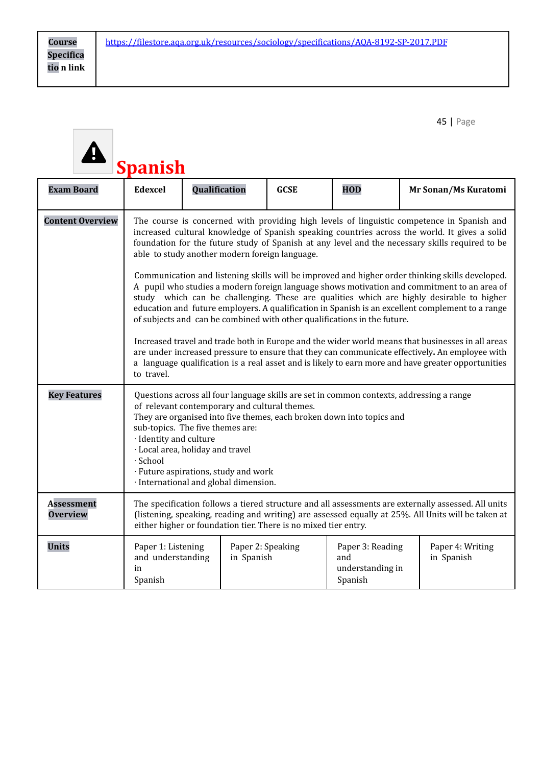| Course Specifica tio n link | https://filestore.aqa.org.uk/resources/sociology/specifications/AQA-8192-SP-2017.PDF |
|---|---|

# Spanish

| Exam Board | Edexcel | Qualification | GCSE | HOD | Mr Sonan/Ms Kuratomi |
|---|---|---|---|---|---|
| Content Overview | The course is concerned with providing high levels of linguistic competence in Spanish and increased cultural knowledge of Spanish speaking countries across the world. It gives a solid foundation for the future study of Spanish at any level and the necessary skills required to be able to study another modern foreign language.<br><br>Communication and listening skills will be improved and higher order thinking skills developed. A pupil who studies a modern foreign language shows motivation and commitment to an area of study which can be challenging. These are qualities which are highly desirable to higher education and future employers. A qualification in Spanish is an excellent complement to a range of subjects and can be combined with other qualifications in the future.<br><br>Increased travel and trade both in Europe and the wider world means that businesses in all areas are under increased pressure to ensure that they can communicate effectively. An employee with a language qualification is a real asset and is likely to earn more and have greater opportunities to travel. | | | | |
| Key Features | Questions across all four language skills are set in common contexts, addressing a range of relevant contemporary and cultural themes.<br>They are organised into five themes, each broken down into topics and sub-topics. The five themes are:<br>· Identity and culture<br>· Local area, holiday and travel<br>· School<br>· Future aspirations, study and work<br>· International and global dimension. | | | | |
| Assessment Overview | The specification follows a tiered structure and all assessments are externally assessed. All units (listening, speaking, reading and writing) are assessed equally at 25%. All Units will be taken at either higher or foundation tier. There is no mixed tier entry. | | | | |
| Units | Paper 1: Listening and understanding in Spanish | Paper 2: Speaking in Spanish | Paper 3: Reading and understanding in Spanish | Paper 4: Writing in Spanish | |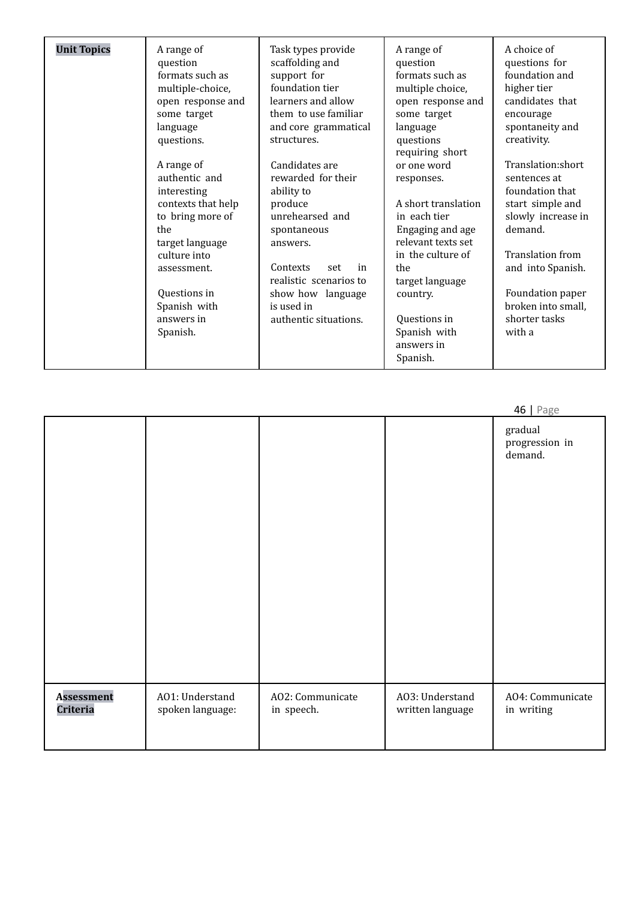| Unit Topics | A range of question formats such as multiple-choice, open response and some target language questions.<br><br>A range of authentic and interesting contexts that help to bring more of the target language culture into assessment.<br><br>Questions in Spanish with answers in Spanish. | Task types provide scaffolding and support for foundation tier learners and allow them to use familiar and core grammatical structures.<br><br>Candidates are rewarded for their ability to produce unrehearsed and spontaneous answers.<br><br>Contexts set in realistic scenarios to show how language is used in authentic situations. | A range of question formats such as multiple choice, open response and some target language questions requiring short or one word responses.<br><br>A short translation in each tier Engaging and age relevant texts set in the culture of the target language country.<br><br>Questions in Spanish with answers in Spanish. | A choice of questions for foundation and higher tier candidates that encourage spontaneity and creativity.<br><br>Translation:short sentences at foundation that start simple and slowly increase in demand.<br><br>Translation from and into Spanish.<br><br>Foundation paper broken into small, shorter tasks with a gradual progression in demand. |
|---|---|---|---|---|
| Assessment Criteria | AO1: Understand spoken language: | AO2: Communicate in speech. | AO3: Understand written language | AO4: Communicate in writing |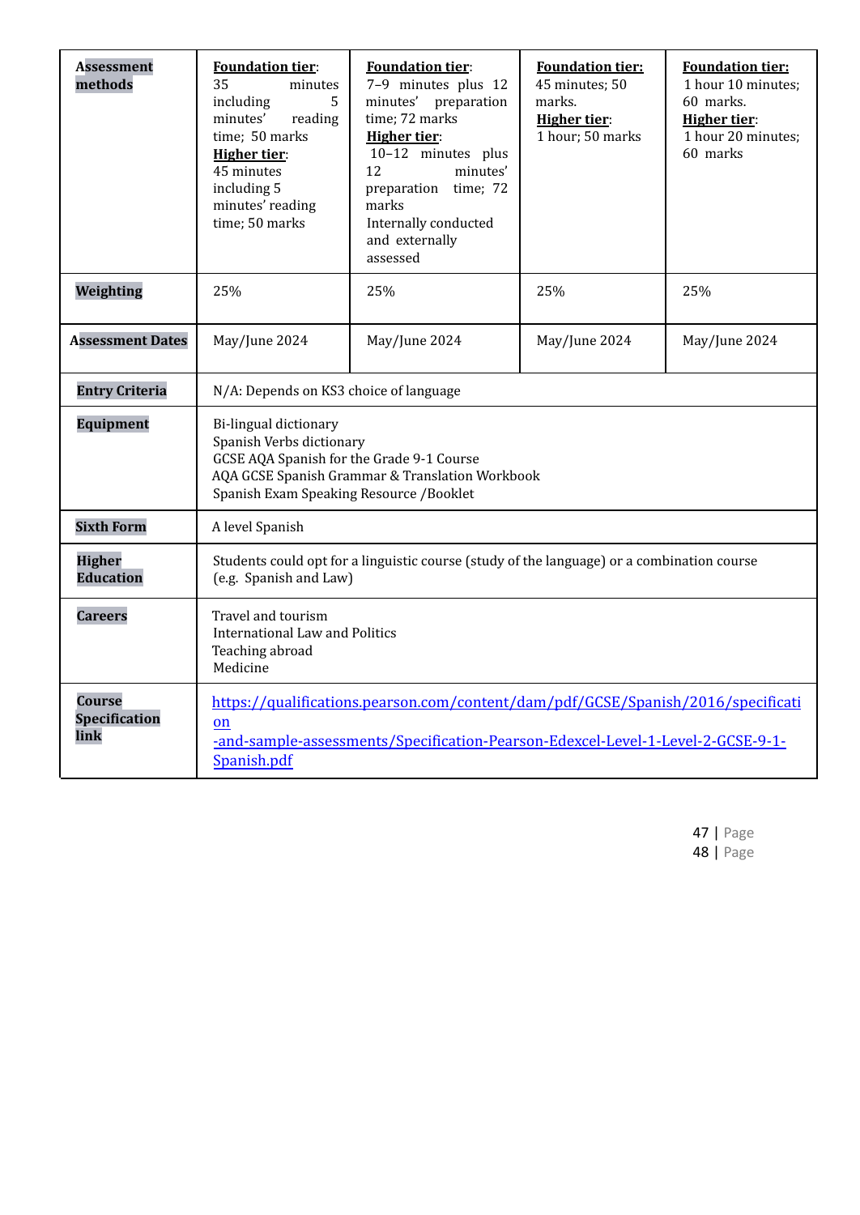| | | | | |
|---|---|---|---|---|
| **Assessment methods** | **Foundation tier**: 35 minutes including 5 minutes' reading time; 50 marks **Higher tier**: 45 minutes including 5 minutes' reading time; 50 marks | **Foundation tier**: 7–9 minutes plus 12 minutes' preparation time; 72 marks **Higher tier**: 10–12 minutes plus 12 minutes' preparation time; 72 marks Internally conducted and externally assessed | **Foundation tier:** 45 minutes; 50 marks. **Higher tier**: 1 hour; 50 marks | **Foundation tier:** 1 hour 10 minutes; 60 marks. **Higher tier**: 1 hour 20 minutes; 60 marks |
| **Weighting** | 25% | 25% | 25% | 25% |
| **Assessment Dates** | May/June 2024 | May/June 2024 | May/June 2024 | May/June 2024 |
| **Entry Criteria** | N/A: Depends on KS3 choice of language | | | |
| **Equipment** | Bi-lingual dictionary<br>Spanish Verbs dictionary<br>GCSE AQA Spanish for the Grade 9-1 Course<br>AQA GCSE Spanish Grammar & Translation Workbook<br>Spanish Exam Speaking Resource /Booklet | | | |
| **Sixth Form** | A level Spanish | | | |
| **Higher Education** | Students could opt for a linguistic course (study of the language) or a combination course (e.g. Spanish and Law) | | | |
| **Careers** | Travel and tourism<br>International Law and Politics<br>Teaching abroad<br>Medicine | | | |
| **Course Specification link** | https://qualifications.pearson.com/content/dam/pdf/GCSE/Spanish/2016/specification-and-sample-assessments/Specification-Pearson-Edexcel-Level-1-Level-2-GCSE-9-1-Spanish.pdf | | | |